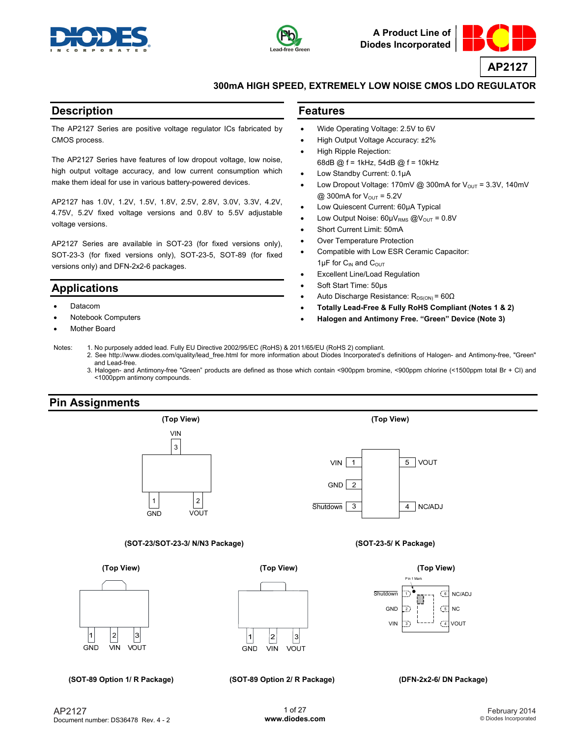A Product Line of Diodes Incorporated

# AP2127

## 300mA HIGH SPEED, EXTREMELY LOW NOISE CMOS LDO REGULATOR

## Description

The AP2127 Series are positive voltage regulator ICs fabricated by CMOS process.

The AP2127 Series have features of low dropout voltage, low noise, high output voltage accuracy, and low current consumption which make them ideal for use in various battery-powered devices.

AP2127 has 1.0V, 1.2V, 1.5V, 1.8V, 2.5V, 2.8V, 3.0V, 3.3V, 4.2V, 4.75V, 5.2V fixed voltage versions and 0.8V to 5.5V adjustable voltage versions.

AP2127 Series are available in SOT-23 (for fixed versions only), SOT-23-3 (for fixed versions only), SOT-23-5, SOT-89 (for fixed versions only) and DFN-2x2-6 packages.

## Applications

- Datacom
- Notebook Computers
- Mother Board

## Features

- Wide Operating Voltage: 2.5V to 6V
- High Output Voltage Accuracy: ±2%
- High Ripple Rejection:
  68dB @ f = 1kHz, 54dB @ f = 10kHz
- Low Standby Current: 0.1µA
- Low Dropout Voltage: 170mV @ 300mA for $V_{OUT}$ = 3.3V, 140mV @ 300mA for $V_{OUT}$ = 5.2V
- Low Quiescent Current: 60µA Typical
- Low Output Noise: 60µ$V_{RMS}$ @$V_{OUT}$ = 0.8V
- Short Current Limit: 50mA
- Over Temperature Protection
- Compatible with Low ESR Ceramic Capacitor:
  1µF for $C_{IN}$ and $C_{OUT}$
- Excellent Line/Load Regulation
- Soft Start Time: 50µs
- Auto Discharge Resistance: $R_{DS(ON)}$ = 60Ω
- **Totally Lead-Free & Fully RoHS Compliant (Notes 1 & 2)**
- **Halogen and Antimony Free. "Green" Device (Note 3)**

Notes:
1. No purposely added lead. Fully EU Directive 2002/95/EC (RoHS) & 2011/65/EU (RoHS 2) compliant.
2. See http://www.diodes.com/quality/lead_free.html for more information about Diodes Incorporated's definitions of Halogen- and Antimony-free, "Green" and Lead-free.
3. Halogen- and Antimony-free "Green" products are defined as those which contain <900ppm bromine, <900ppm chlorine (<1500ppm total Br + Cl) and <1000ppm antimony compounds.

## Pin Assignments

(Top View)

Pin 1: GND, Pin 2: VOUT, Pin 3: VIN

(SOT-23/SOT-23-3/ N/N3 Package)

(Top View)

Pin 1: VIN, Pin 2: GND, Pin 3: Shutdown, Pin 4: NC/ADJ, Pin 5: VOUT

(SOT-23-5/ K Package)

(Top View)

Pin 1: GND, Pin 2: VIN, Pin 3: VOUT

(SOT-89 Option 1/ R Package)

(Top View)

Pin 1: GND, Pin 2: VIN, Pin 3: VOUT

(SOT-89 Option 2/ R Package)

(Top View)

Pin 1 Mark

Pin 1: Shutdown, Pin 2: GND, Pin 3: VIN, Pin 4: VOUT, Pin 5: NC, Pin 6: NC/ADJ

(DFN-2x2-6/ DN Package)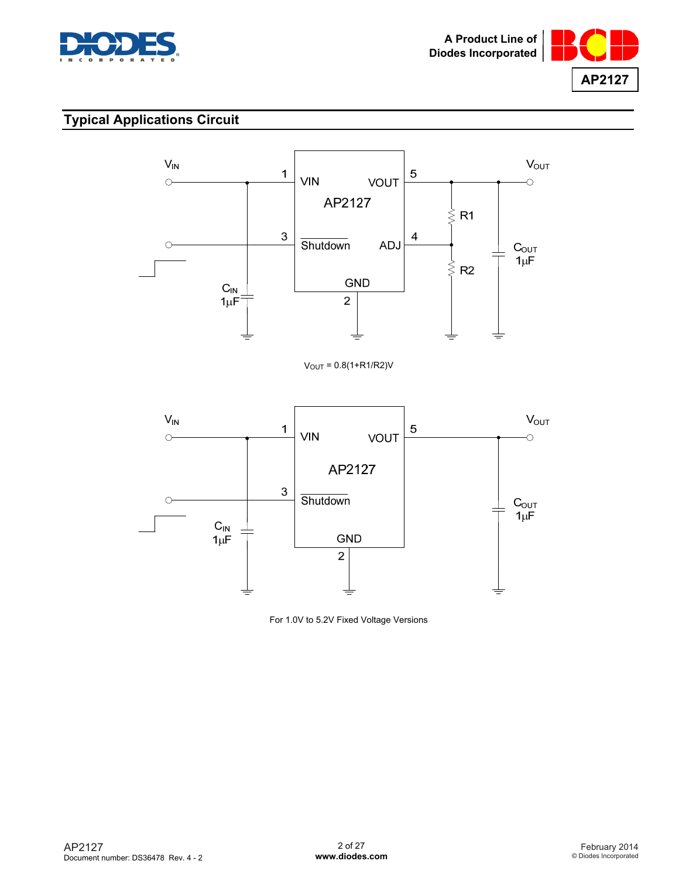## Typical Applications Circuit

$V_{OUT} = 0.8(1+R1/R2)V$

For 1.0V to 5.2V Fixed Voltage Versions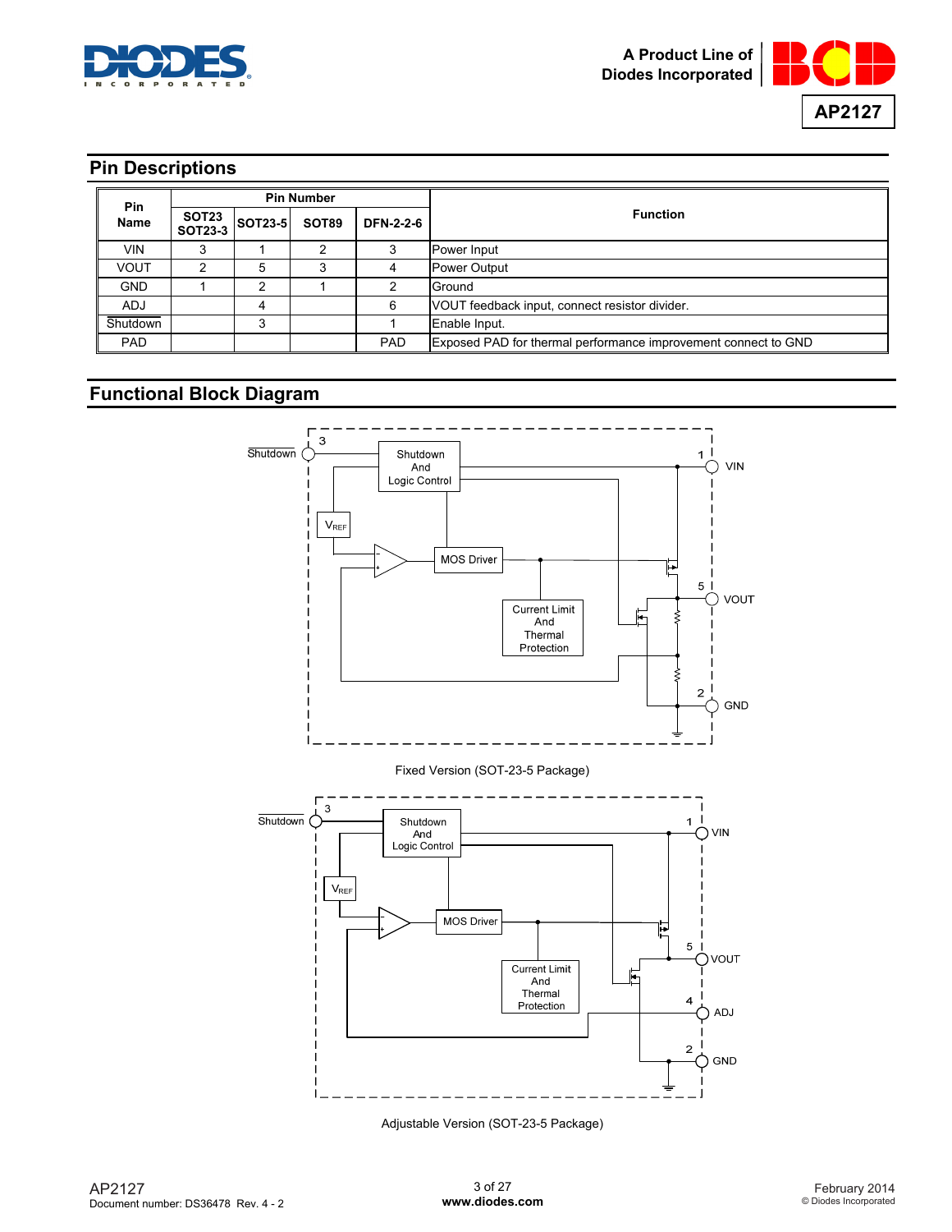## Pin Descriptions

| Pin Name | Pin Number | | | | Function |
|---|---|---|---|---|---|
| | SOT23 SOT23-3 | SOT23-5 | SOT89 | DFN-2-2-6 | |
| VIN | 3 | 1 | 2 | 3 | Power Input |
| VOUT | 2 | 5 | 3 | 4 | Power Output |
| GND | 1 | 2 | 1 | 2 | Ground |
| ADJ | | 4 | | 6 | VOUT feedback input, connect resistor divider. |
| $\overline{\text{Shutdown}}$ | | 3 | | 1 | Enable Input. |
| PAD | | | | PAD | Exposed PAD for thermal performance improvement connect to GND |

## Functional Block Diagram

Fixed Version (SOT-23-5 Package)

Adjustable Version (SOT-23-5 Package)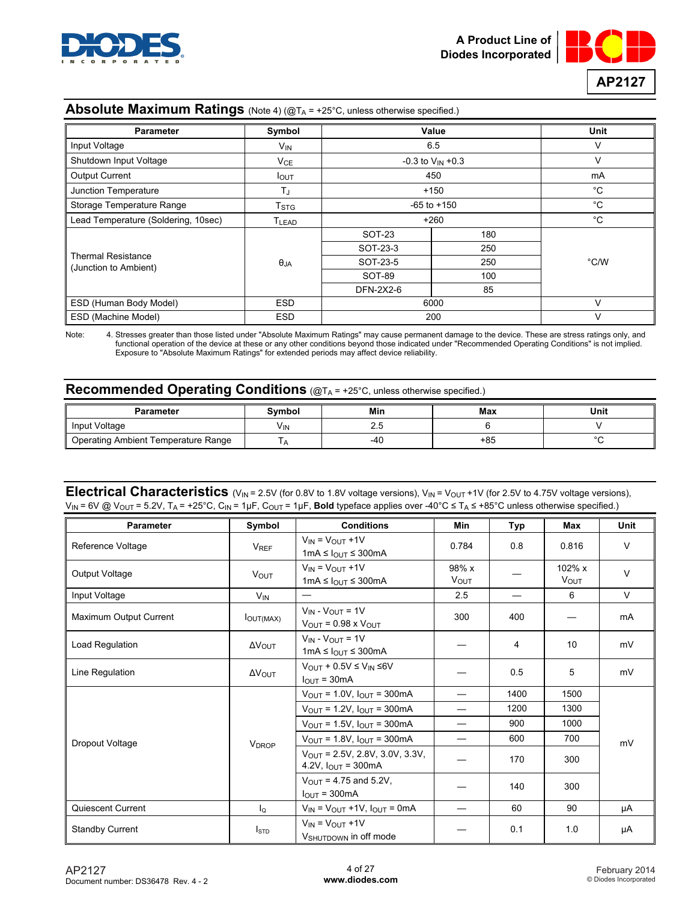## Absolute Maximum Ratings (Note 4) (@$T_A$ = +25°C, unless otherwise specified.)

| Parameter | Symbol | Value | | Unit |
|---|---|---|---|---|
| Input Voltage | $V_{IN}$ | 6.5 | | V |
| Shutdown Input Voltage | $V_{CE}$ | -0.3 to $V_{IN}$ +0.3 | | V |
| Output Current | $I_{OUT}$ | 450 | | mA |
| Junction Temperature | $T_J$ | +150 | | °C |
| Storage Temperature Range | $T_{STG}$ | -65 to +150 | | °C |
| Lead Temperature (Soldering, 10sec) | $T_{LEAD}$ | +260 | | °C |
| Thermal Resistance (Junction to Ambient) | $θ_{JA}$ | SOT-23 | 180 | °C/W |
| | | SOT-23-3 | 250 | |
| | | SOT-23-5 | 250 | |
| | | SOT-89 | 100 | |
| | | DFN-2X2-6 | 85 | |
| ESD (Human Body Model) | ESD | 6000 | | V |
| ESD (Machine Model) | ESD | 200 | | V |

Note: 4. Stresses greater than those listed under "Absolute Maximum Ratings" may cause permanent damage to the device. These are stress ratings only, and functional operation of the device at these or any other conditions beyond those indicated under "Recommended Operating Conditions" is not implied. Exposure to "Absolute Maximum Ratings" for extended periods may affect device reliability.

## Recommended Operating Conditions (@$T_A$ = +25°C, unless otherwise specified.)

| Parameter | Symbol | Min | Max | Unit |
|---|---|---|---|---|
| Input Voltage | $V_{IN}$ | 2.5 | 6 | V |
| Operating Ambient Temperature Range | $T_A$ | -40 | +85 | °C |

## Electrical Characteristics ($V_{IN}$ = 2.5V (for 0.8V to 1.8V voltage versions), $V_{IN}$ = $V_{OUT}$ +1V (for 2.5V to 4.75V voltage versions), $V_{IN}$ = 6V @ $V_{OUT}$ = 5.2V, $T_A$ = +25°C, $C_{IN}$ = 1μF, $C_{OUT}$ = 1μF, **Bold** typeface applies over -40°C ≤ $T_A$ ≤ +85°C unless otherwise specified.)

| Parameter | Symbol | Conditions | Min | Typ | Max | Unit |
|---|---|---|---|---|---|---|
| Reference Voltage | $V_{REF}$ | $V_{IN}$ = $V_{OUT}$ +1V<br>1mA ≤ $I_{OUT}$ ≤ 300mA | 0.784 | 0.8 | 0.816 | V |
| Output Voltage | $V_{OUT}$ | $V_{IN}$ = $V_{OUT}$ +1V<br>1mA ≤ $I_{OUT}$ ≤ 300mA | 98% x $V_{OUT}$ | — | 102% x $V_{OUT}$ | V |
| Input Voltage | $V_{IN}$ | — | 2.5 | — | 6 | V |
| Maximum Output Current | $I_{OUT(MAX)}$ | $V_{IN}$ - $V_{OUT}$ = 1V<br>$V_{OUT}$ = 0.98 x $V_{OUT}$ | 300 | 400 | — | mA |
| Load Regulation | $ΔV_{OUT}$ | $V_{IN}$ - $V_{OUT}$ = 1V<br>1mA ≤ $I_{OUT}$ ≤ 300mA | — | 4 | 10 | mV |
| Line Regulation | $ΔV_{OUT}$ | $V_{OUT}$ + 0.5V ≤ $V_{IN}$ ≤6V<br>$I_{OUT}$ = 30mA | — | 0.5 | 5 | mV |
| Dropout Voltage | $V_{DROP}$ | $V_{OUT}$ = 1.0V, $I_{OUT}$ = 300mA | — | 1400 | 1500 | mV |
| | | $V_{OUT}$ = 1.2V, $I_{OUT}$ = 300mA | — | 1200 | 1300 | |
| | | $V_{OUT}$ = 1.5V, $I_{OUT}$ = 300mA | — | 900 | 1000 | |
| | | $V_{OUT}$ = 1.8V, $I_{OUT}$ = 300mA | — | 600 | 700 | |
| | | $V_{OUT}$ = 2.5V, 2.8V, 3.0V, 3.3V, 4.2V, $I_{OUT}$ = 300mA | — | 170 | 300 | |
| | | $V_{OUT}$ = 4.75 and 5.2V, $I_{OUT}$ = 300mA | — | 140 | 300 | |
| Quiescent Current | $I_Q$ | $V_{IN}$ = $V_{OUT}$ +1V, $I_{OUT}$ = 0mA | — | 60 | 90 | μA |
| Standby Current | $I_{STD}$ | $V_{IN}$ = $V_{OUT}$ +1V<br>$V_{SHUTDOWN}$ in off mode | — | 0.1 | 1.0 | μA |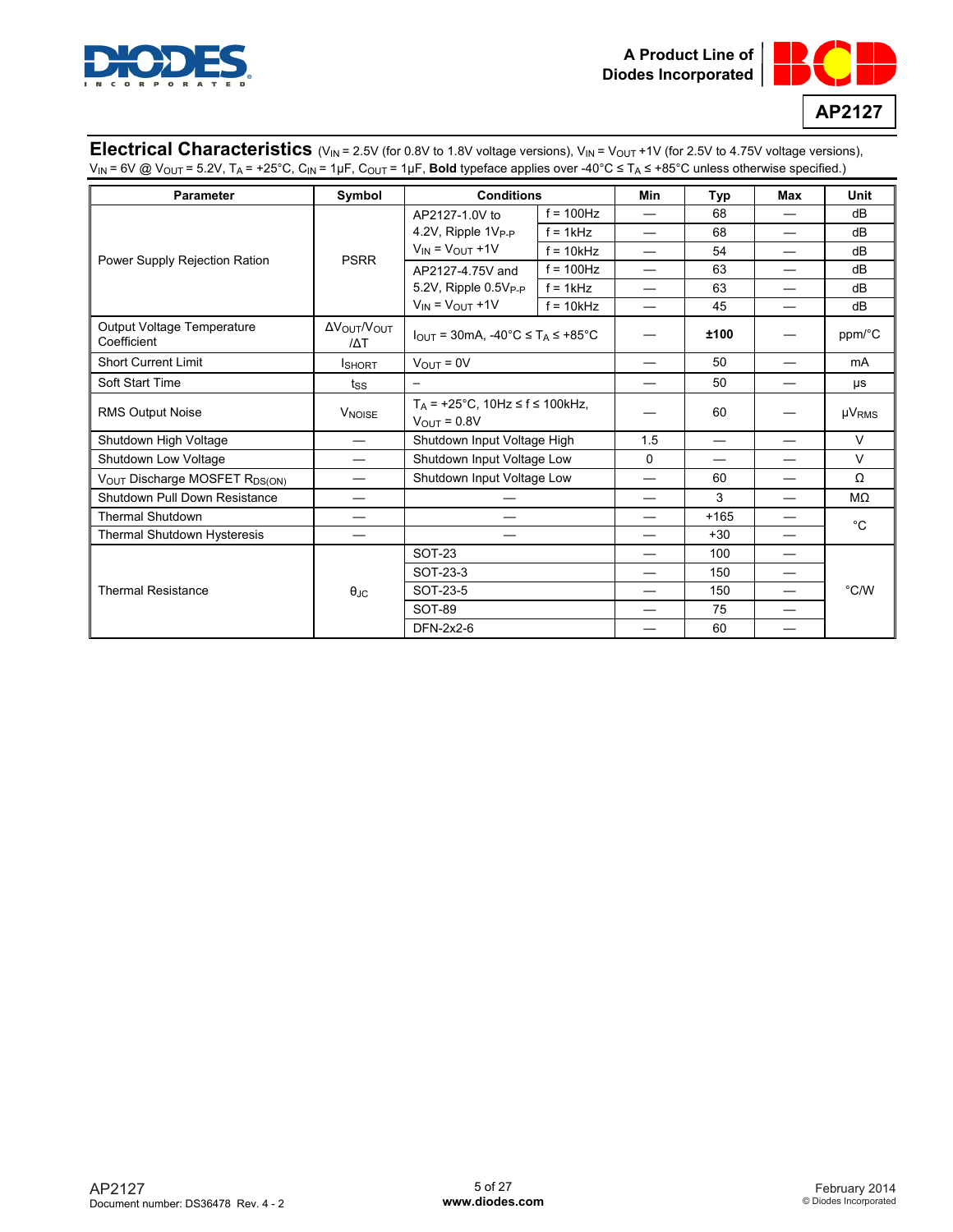## Electrical Characteristics ($V_{IN}$ = 2.5V (for 0.8V to 1.8V voltage versions), $V_{IN}$ = $V_{OUT}$ +1V (for 2.5V to 4.75V voltage versions), $V_{IN}$ = 6V @ $V_{OUT}$ = 5.2V, $T_A$ = +25°C, $C_{IN}$ = 1μF, $C_{OUT}$ = 1μF, **Bold** typeface applies over -40°C ≤ $T_A$ ≤ +85°C unless otherwise specified.)

| Parameter | Symbol | Conditions | | Min | Typ | Max | Unit |
|---|---|---|---|---|---|---|---|
| Power Supply Rejection Ration | PSRR | AP2127-1.0V to 4.2V, Ripple $1V_{P-P}$ $V_{IN}$ = $V_{OUT}$ +1V | f = 100Hz | — | 68 | — | dB |
| | | | f = 1kHz | — | 68 | — | dB |
| | | | f = 10kHz | — | 54 | — | dB |
| | | AP2127-4.75V and 5.2V, Ripple $0.5V_{P-P}$ $V_{IN}$ = $V_{OUT}$ +1V | f = 100Hz | — | 63 | — | dB |
| | | | f = 1kHz | — | 63 | — | dB |
| | | | f = 10kHz | — | 45 | — | dB |
| Output Voltage Temperature Coefficient | $\Delta V_{OUT}/V_{OUT}/\Delta T$ | $I_{OUT}$ = 30mA, -40°C ≤ $T_A$ ≤ +85°C | | — | **±100** | — | ppm/°C |
| Short Current Limit | $I_{SHORT}$ | $V_{OUT}$ = 0V | | — | 50 | — | mA |
| Soft Start Time | $t_{SS}$ | – | | — | 50 | — | μs |
| RMS Output Noise | $V_{NOISE}$ | $T_A$ = +25°C, 10Hz ≤ f ≤ 100kHz, $V_{OUT}$ = 0.8V | | — | 60 | — | $\mu V_{RMS}$ |
| Shutdown High Voltage | — | Shutdown Input Voltage High | | 1.5 | — | — | V |
| Shutdown Low Voltage | — | Shutdown Input Voltage Low | | 0 | — | — | V |
| $V_{OUT}$ Discharge MOSFET $R_{DS(ON)}$ | — | Shutdown Input Voltage Low | | — | 60 | — | Ω |
| Shutdown Pull Down Resistance | — | — | | — | 3 | — | MΩ |
| Thermal Shutdown | — | — | | — | +165 | — | °C |
| Thermal Shutdown Hysteresis | — | — | | — | +30 | — | °C |
| Thermal Resistance | $\theta_{JC}$ | SOT-23 | | — | 100 | — | °C/W |
| | | SOT-23-3 | | — | 150 | — | °C/W |
| | | SOT-23-5 | | — | 150 | — | °C/W |
| | | SOT-89 | | — | 75 | — | °C/W |
| | | DFN-2x2-6 | | — | 60 | — | °C/W |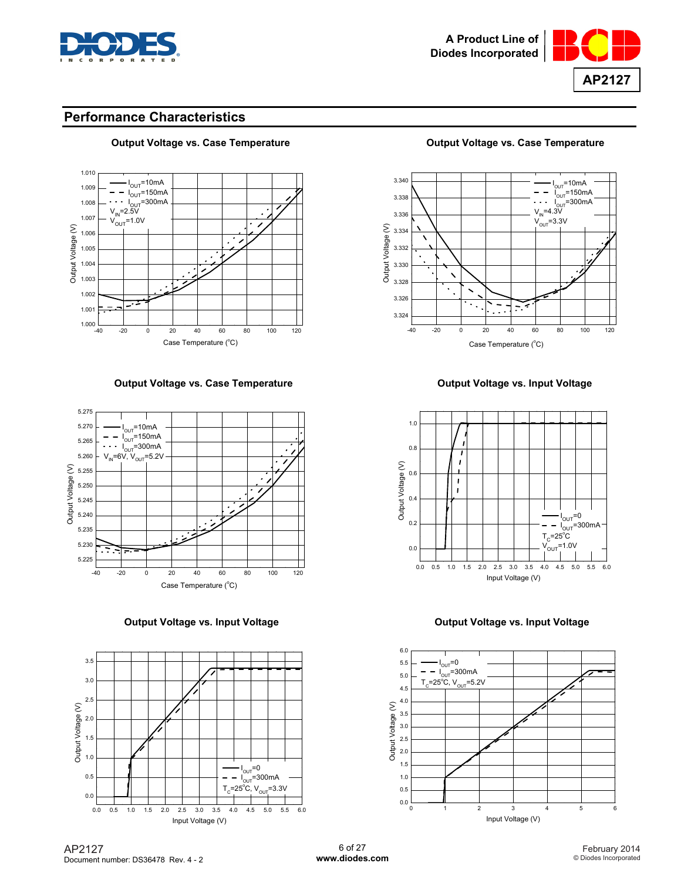## Performance Characteristics

**Output Voltage vs. Case Temperature**

$I_{OUT}$=10mA, $I_{OUT}$=150mA, $I_{OUT}$=300mA, $V_{IN}$=2.5V, $V_{OUT}$=1.0V

**Output Voltage vs. Case Temperature**

$I_{OUT}$=10mA, $I_{OUT}$=150mA, $I_{OUT}$=300mA, $V_{IN}$=4.3V, $V_{OUT}$=3.3V

**Output Voltage vs. Case Temperature**

$I_{OUT}$=10mA, $I_{OUT}$=150mA, $I_{OUT}$=300mA, $V_{IN}$=6V, $V_{OUT}$=5.2V

**Output Voltage vs. Input Voltage**

$I_{OUT}$=0, $I_{OUT}$=300mA, $T_C$=25°C, $V_{OUT}$=1.0V

**Output Voltage vs. Input Voltage**

$I_{OUT}$=0, $I_{OUT}$=300mA, $T_C$=25°C, $V_{OUT}$=3.3V

**Output Voltage vs. Input Voltage**

$I_{OUT}$=0, $I_{OUT}$=300mA, $T_C$=25°C, $V_{OUT}$=5.2V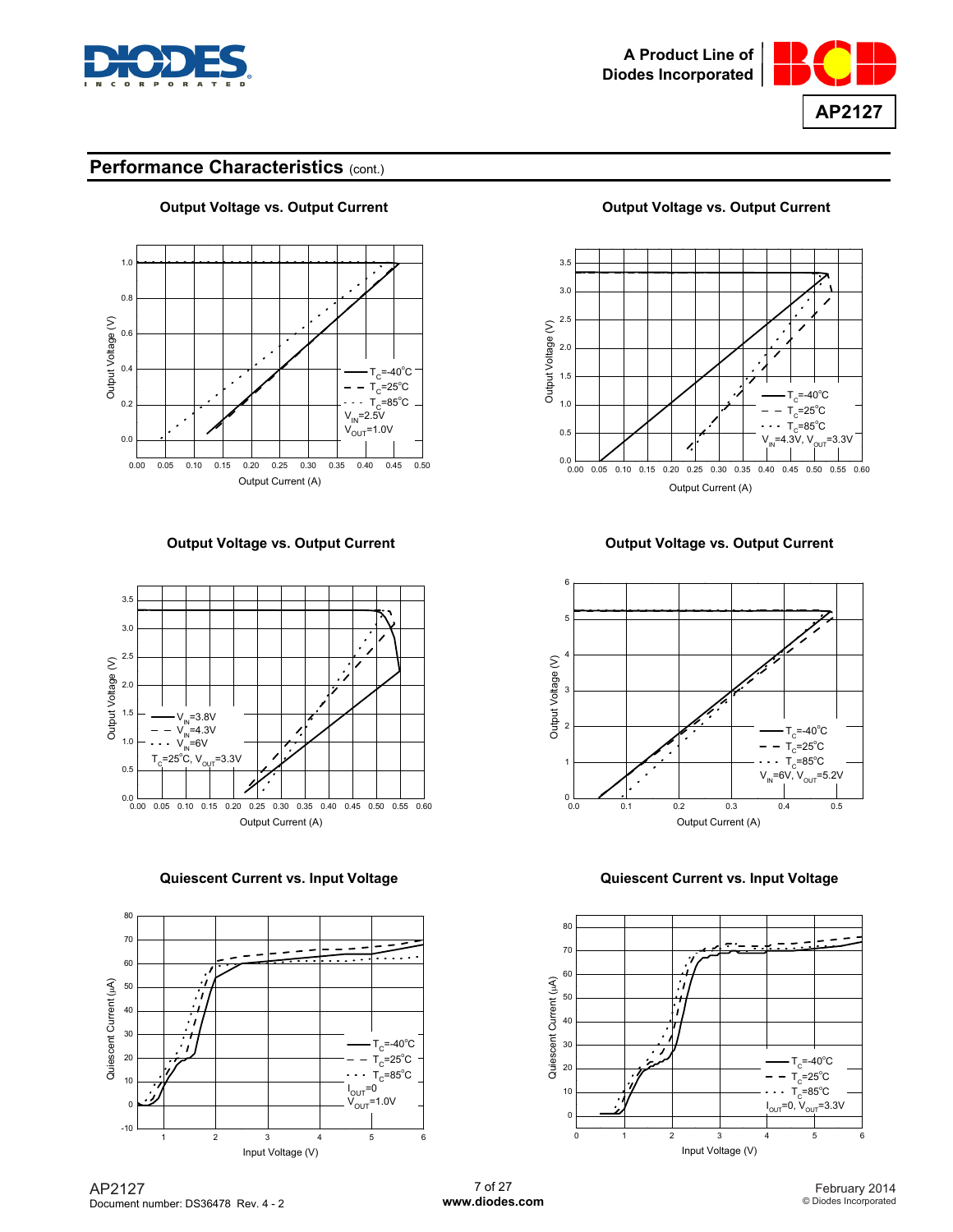## Performance Characteristics (cont.)

**Output Voltage vs. Output Current**

Output Voltage (V) vs. Output Current (A)

— $T_C$=-40°C
-- $T_C$=25°C
··· $T_C$=85°C
$V_{IN}$=2.5V
$V_{OUT}$=1.0V

**Output Voltage vs. Output Current**

Output Voltage (V) vs. Output Current (A)

— $T_C$=-40°C
-- $T_C$=25°C
··· $T_C$=85°C
$V_{IN}$=4.3V, $V_{OUT}$=3.3V

**Output Voltage vs. Output Current**

Output Voltage (V) vs. Output Current (A)

— $V_{IN}$=3.8V
-- $V_{IN}$=4.3V
··· $V_{IN}$=6V
$T_C$=25°C, $V_{OUT}$=3.3V

**Output Voltage vs. Output Current**

Output Voltage (V) vs. Output Current (A)

— $T_C$=-40°C
-- $T_C$=25°C
··· $T_C$=85°C
$V_{IN}$=6V, $V_{OUT}$=5.2V

**Quiescent Current vs. Input Voltage**

Quiescent Current (μA) vs. Input Voltage (V)

— $T_C$=-40°C
-- $T_C$=25°C
··· $T_C$=85°C
$I_{OUT}$=0
$V_{OUT}$=1.0V

**Quiescent Current vs. Input Voltage**

Quiescent Current (μA) vs. Input Voltage (V)

— $T_C$=-40°C
-- $T_C$=25°C
··· $T_C$=85°C
$I_{OUT}$=0, $V_{OUT}$=3.3V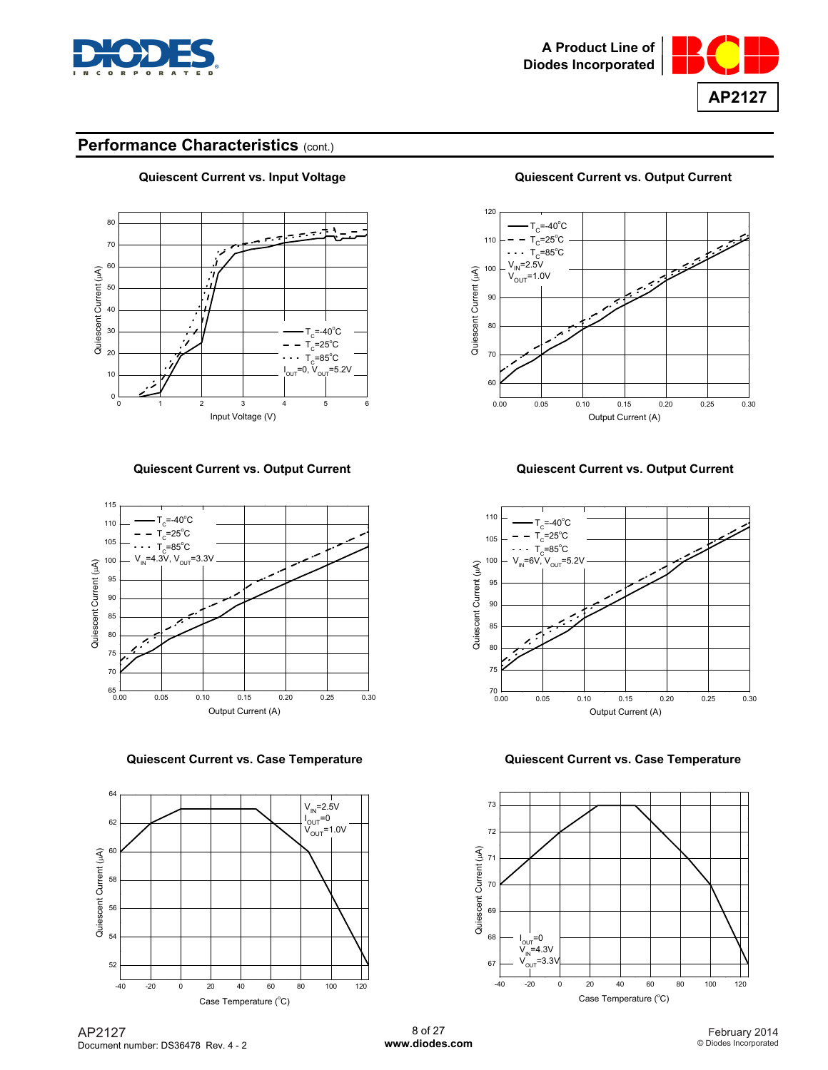## Performance Characteristics (cont.)

**Quiescent Current vs. Input Voltage**

**Quiescent Current vs. Output Current**

**Quiescent Current vs. Output Current**

**Quiescent Current vs. Output Current**

**Quiescent Current vs. Case Temperature**

**Quiescent Current vs. Case Temperature**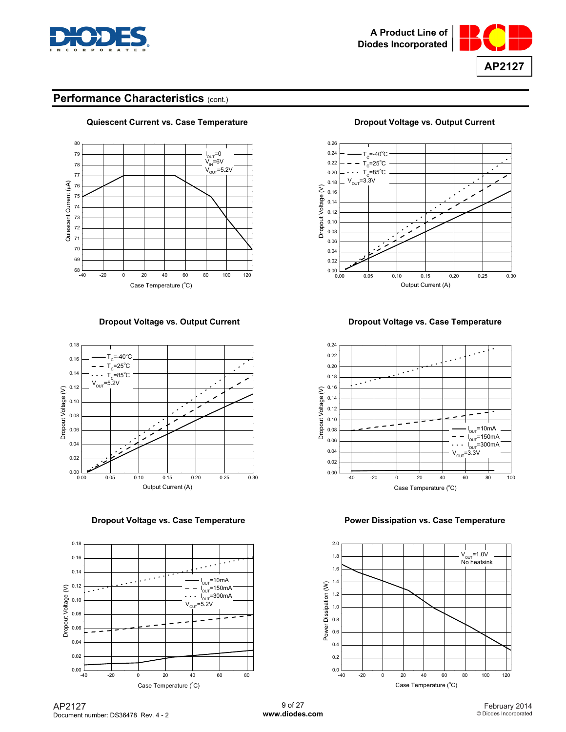## Performance Characteristics (cont.)

**Quiescent Current vs. Case Temperature**

$I_{OUT}=0$
$V_{IN}=6V$
$V_{OUT}=5.2V$

Quiescent Current (μA) vs. Case Temperature (°C)

**Dropout Voltage vs. Output Current**

$T_C=-40°C$
$T_C=25°C$
$T_C=85°C$
$V_{OUT}=3.3V$

Dropout Voltage (V) vs. Output Current (A)

**Dropout Voltage vs. Output Current**

$T_C=-40°C$
$T_C=25°C$
$T_C=85°C$
$V_{OUT}=5.2V$

Dropout Voltage (V) vs. Output Current (A)

**Dropout Voltage vs. Case Temperature**

$I_{OUT}=10mA$
$I_{OUT}=150mA$
$I_{OUT}=300mA$
$V_{OUT}=3.3V$

Dropout Voltage (V) vs. Case Temperature (°C)

**Dropout Voltage vs. Case Temperature**

$I_{OUT}=10mA$
$I_{OUT}=150mA$
$I_{OUT}=300mA$
$V_{OUT}=5.2V$

Dropout Voltage (V) vs. Case Temperature (°C)

**Power Dissipation vs. Case Temperature**

$V_{OUT}=1.0V$
No heatsink

Power Dissipation (W) vs. Case Temperature (°C)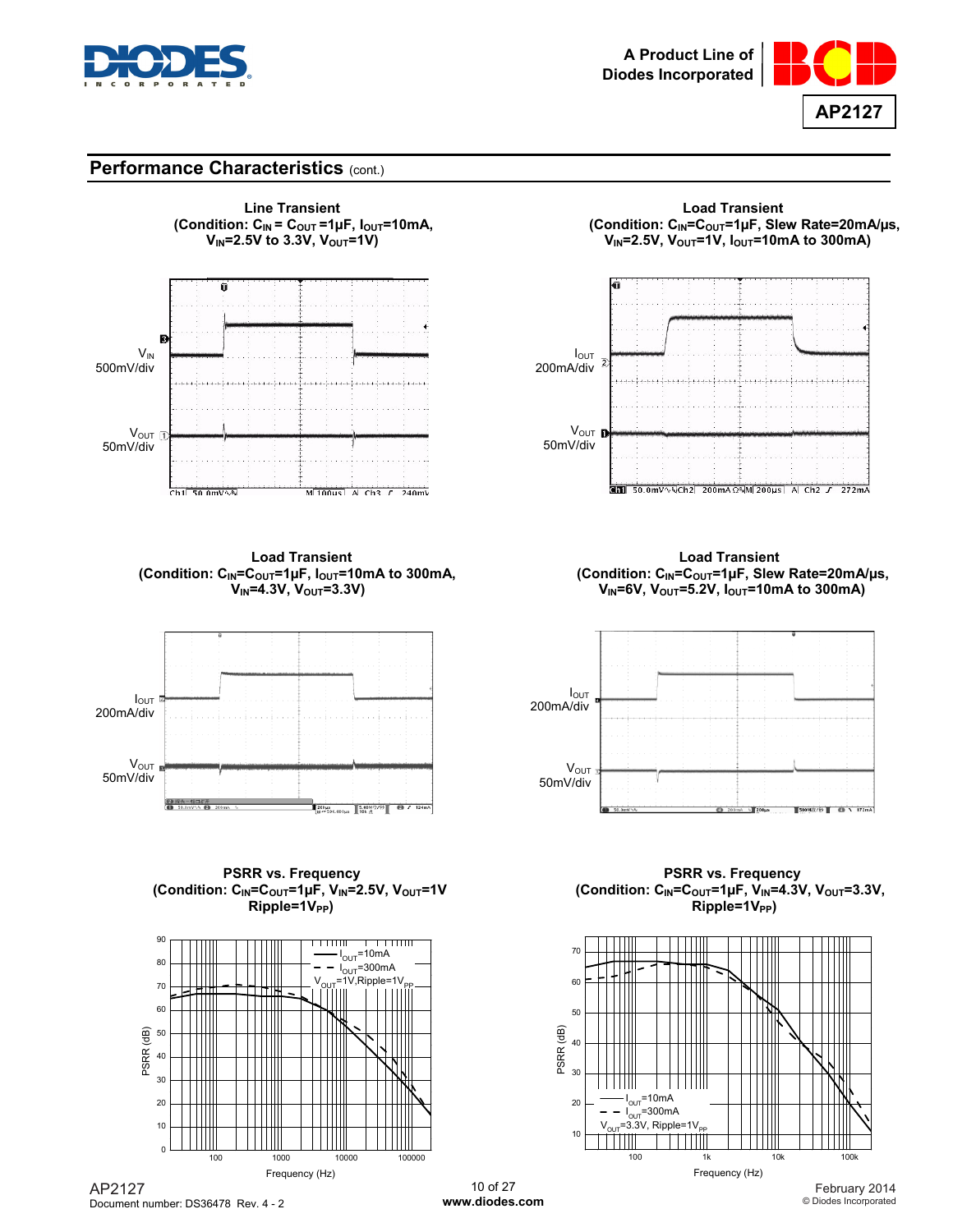## Performance Characteristics (cont.)

**Line Transient**
**(Condition: $C_{IN}$ = $C_{OUT}$ =1μF, $I_{OUT}$=10mA, $V_{IN}$=2.5V to 3.3V, $V_{OUT}$=1V)**

$V_{IN}$ 500mV/div

$V_{OUT}$ 50mV/div

**Load Transient**
**(Condition: $C_{IN}$=$C_{OUT}$=1μF, Slew Rate=20mA/μs, $V_{IN}$=2.5V, $V_{OUT}$=1V, $I_{OUT}$=10mA to 300mA)**

$I_{OUT}$ 200mA/div

$V_{OUT}$ 50mV/div

**Load Transient**
**(Condition: $C_{IN}$=$C_{OUT}$=1μF, $I_{OUT}$=10mA to 300mA, $V_{IN}$=4.3V, $V_{OUT}$=3.3V)**

$I_{OUT}$ 200mA/div

$V_{OUT}$ 50mV/div

**Load Transient**
**(Condition: $C_{IN}$=$C_{OUT}$=1μF, Slew Rate=20mA/μs, $V_{IN}$=6V, $V_{OUT}$=5.2V, $I_{OUT}$=10mA to 300mA)**

$I_{OUT}$ 200mA/div

$V_{OUT}$ 50mV/div

**PSRR vs. Frequency**
**(Condition: $C_{IN}$=$C_{OUT}$=1μF, $V_{IN}$=2.5V, $V_{OUT}$=1V Ripple=$1V_{PP}$)**

$I_{OUT}$=10mA
$I_{OUT}$=300mA
$V_{OUT}$=1V,Ripple=$1V_{PP}$

PSRR (dB)

Frequency (Hz)

**PSRR vs. Frequency**
**(Condition: $C_{IN}$=$C_{OUT}$=1μF, $V_{IN}$=4.3V, $V_{OUT}$=3.3V, Ripple=$1V_{PP}$)**

$I_{OUT}$=10mA
$I_{OUT}$=300mA
$V_{OUT}$=3.3V, Ripple=$1V_{PP}$

PSRR (dB)

Frequency (Hz)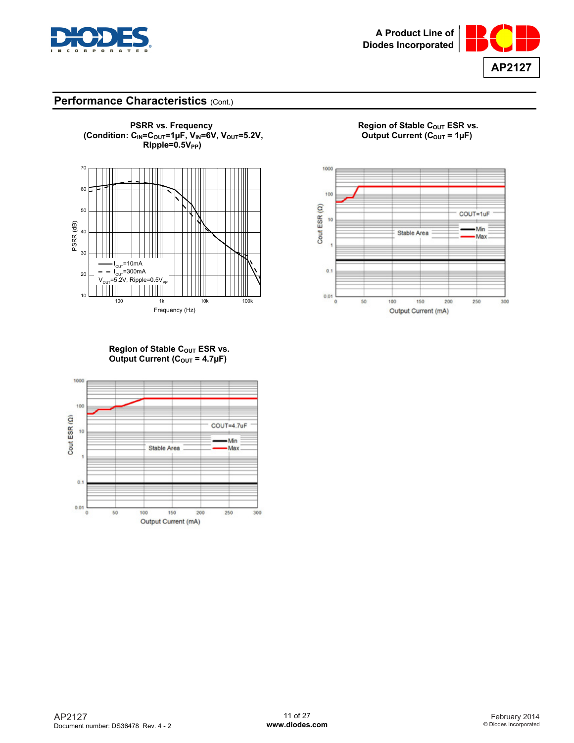## Performance Characteristics (Cont.)

**PSRR vs. Frequency**
**(Condition: $C_{IN}$=$C_{OUT}$=1μF, $V_{IN}$=6V, $V_{OUT}$=5.2V, Ripple=0.5$V_{PP}$)**

**Region of Stable $C_{OUT}$ ESR vs. Output Current ($C_{OUT}$ = 1μF)**

**Region of Stable $C_{OUT}$ ESR vs. Output Current ($C_{OUT}$ = 4.7μF)**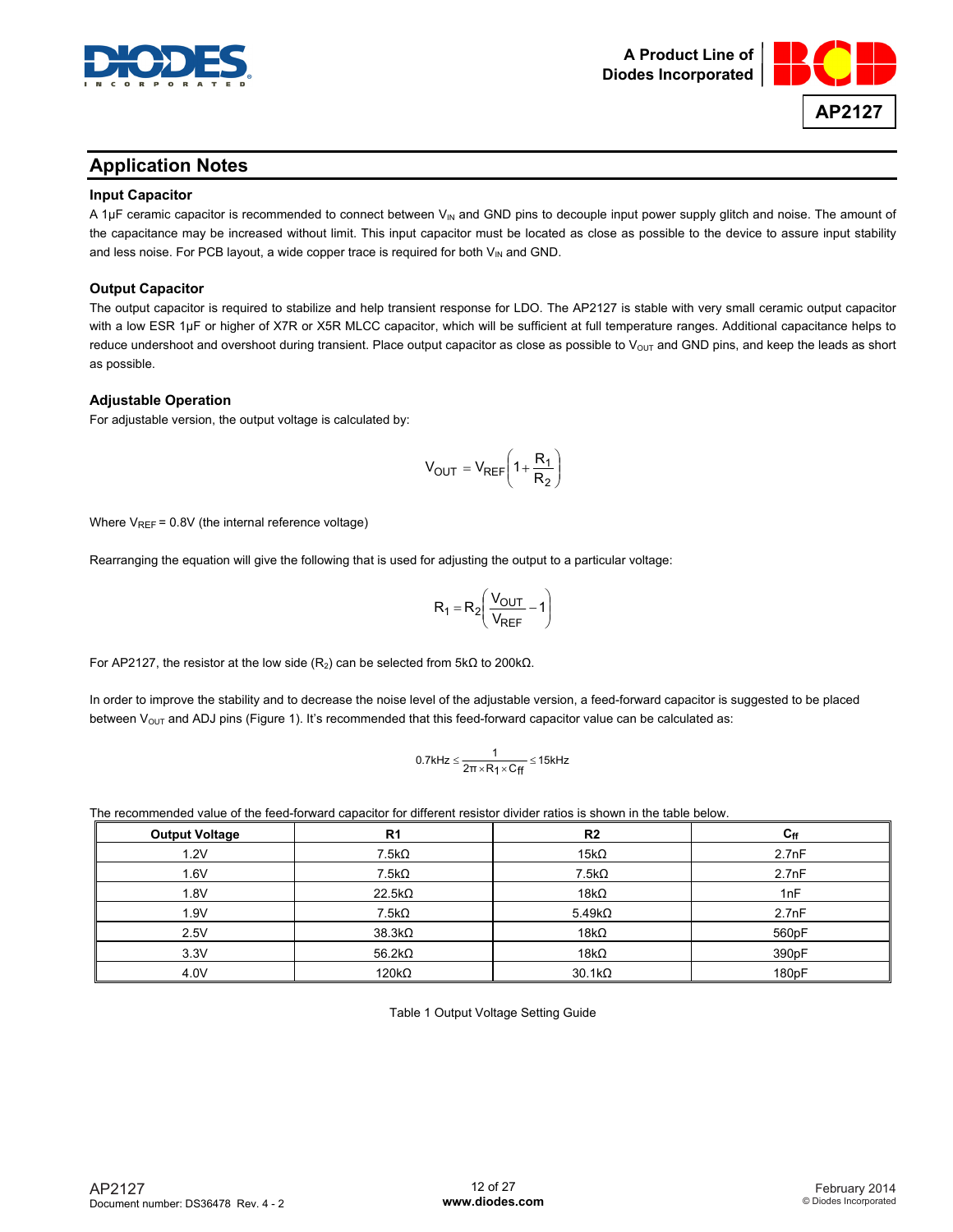## Application Notes

### Input Capacitor

A 1μF ceramic capacitor is recommended to connect between $V_{IN}$ and GND pins to decouple input power supply glitch and noise. The amount of the capacitance may be increased without limit. This input capacitor must be located as close as possible to the device to assure input stability and less noise. For PCB layout, a wide copper trace is required for both $V_{IN}$ and GND.

### Output Capacitor

The output capacitor is required to stabilize and help transient response for LDO. The AP2127 is stable with very small ceramic output capacitor with a low ESR 1μF or higher of X7R or X5R MLCC capacitor, which will be sufficient at full temperature ranges. Additional capacitance helps to reduce undershoot and overshoot during transient. Place output capacitor as close as possible to $V_{OUT}$ and GND pins, and keep the leads as short as possible.

### Adjustable Operation

For adjustable version, the output voltage is calculated by:

$$V_{OUT} = V_{REF}\left(1 + \frac{R_1}{R_2}\right)$$

Where $V_{REF}$ = 0.8V (the internal reference voltage)

Rearranging the equation will give the following that is used for adjusting the output to a particular voltage:

$$R_1 = R_2\left(\frac{V_{OUT}}{V_{REF}} - 1\right)$$

For AP2127, the resistor at the low side ($R_2$) can be selected from 5kΩ to 200kΩ.

In order to improve the stability and to decrease the noise level of the adjustable version, a feed-forward capacitor is suggested to be placed between $V_{OUT}$ and ADJ pins (Figure 1). It's recommended that this feed-forward capacitor value can be calculated as:

$$0.7\text{kHz} \le \frac{1}{2\pi \times R_1 \times C_{ff}} \le 15\text{kHz}$$

The recommended value of the feed-forward capacitor for different resistor divider ratios is shown in the table below.

| Output Voltage | R1 | R2 | $C_{ff}$ |
|---|---|---|---|
| 1.2V | 7.5kΩ | 15kΩ | 2.7nF |
| 1.6V | 7.5kΩ | 7.5kΩ | 2.7nF |
| 1.8V | 22.5kΩ | 18kΩ | 1nF |
| 1.9V | 7.5kΩ | 5.49kΩ | 2.7nF |
| 2.5V | 38.3kΩ | 18kΩ | 560pF |
| 3.3V | 56.2kΩ | 18kΩ | 390pF |
| 4.0V | 120kΩ | 30.1kΩ | 180pF |

Table 1 Output Voltage Setting Guide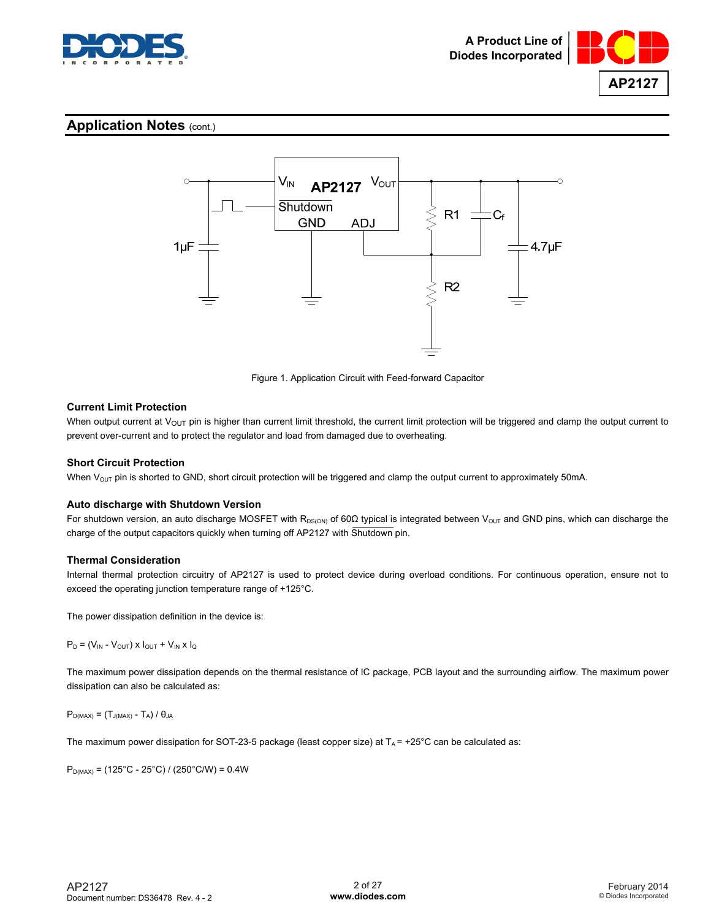## Application Notes (cont.)

Figure 1. Application Circuit with Feed-forward Capacitor

### Current Limit Protection

When output current at $V_{OUT}$ pin is higher than current limit threshold, the current limit protection will be triggered and clamp the output current to prevent over-current and to protect the regulator and load from damaged due to overheating.

### Short Circuit Protection

When $V_{OUT}$ pin is shorted to GND, short circuit protection will be triggered and clamp the output current to approximately 50mA.

### Auto discharge with Shutdown Version

For shutdown version, an auto discharge MOSFET with $R_{DS(ON)}$ of 60Ω typical is integrated between $V_{OUT}$ and GND pins, which can discharge the charge of the output capacitors quickly when turning off AP2127 with $\overline{\text{Shutdown}}$ pin.

### Thermal Consideration

Internal thermal protection circuitry of AP2127 is used to protect device during overload conditions. For continuous operation, ensure not to exceed the operating junction temperature range of +125°C.

The power dissipation definition in the device is:

$$P_D = (V_{IN} - V_{OUT}) \times I_{OUT} + V_{IN} \times I_Q$$

The maximum power dissipation depends on the thermal resistance of IC package, PCB layout and the surrounding airflow. The maximum power dissipation can also be calculated as:

$$P_{D(MAX)} = (T_{J(MAX)} - T_A) / \theta_{JA}$$

The maximum power dissipation for SOT-23-5 package (least copper size) at $T_A$ = +25°C can be calculated as:

$$P_{D(MAX)} = (125°C - 25°C) / (250°C/W) = 0.4W$$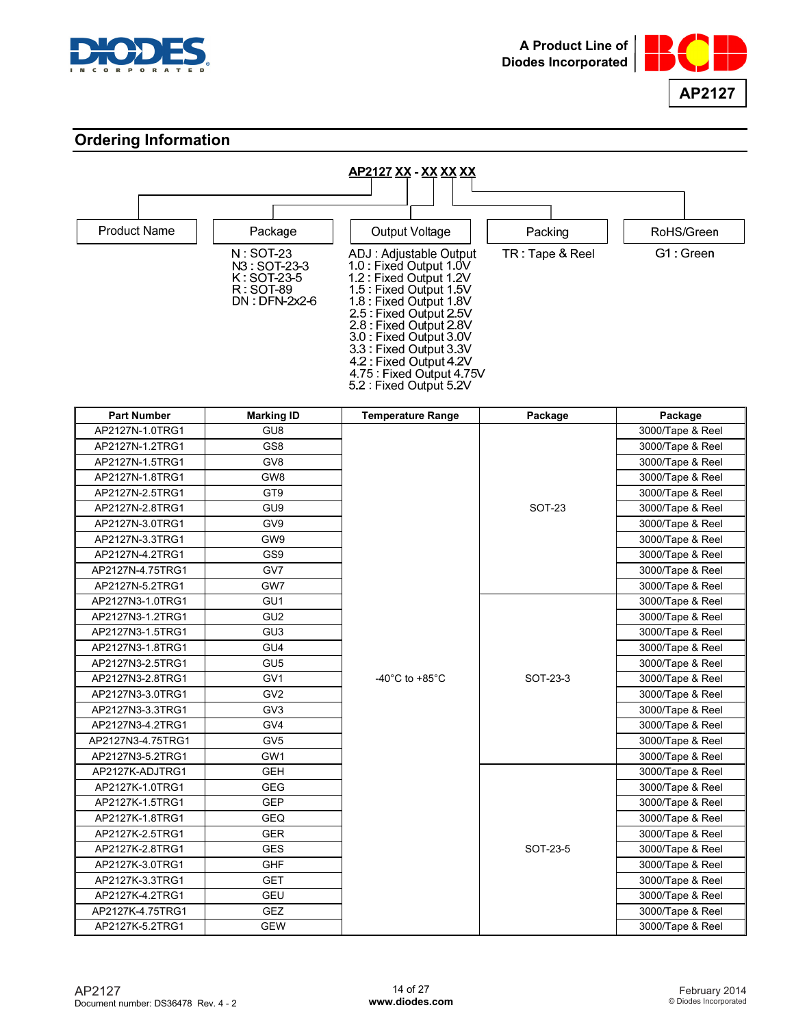## Ordering Information

**AP2127 XX - XX XX XX**

| Product Name | Package | Output Voltage | Packing | RoHS/Green |
|---|---|---|---|---|
| | N : SOT-23<br>N3 : SOT-23-3<br>K : SOT-23-5<br>R : SOT-89<br>DN : DFN-2x2-6 | ADJ : Adjustable Output<br>1.0 : Fixed Output 1.0V<br>1.2 : Fixed Output 1.2V<br>1.5 : Fixed Output 1.5V<br>1.8 : Fixed Output 1.8V<br>2.5 : Fixed Output 2.5V<br>2.8 : Fixed Output 2.8V<br>3.0 : Fixed Output 3.0V<br>3.3 : Fixed Output 3.3V<br>4.2 : Fixed Output 4.2V<br>4.75 : Fixed Output 4.75V<br>5.2 : Fixed Output 5.2V | TR : Tape & Reel | G1 : Green |

| Part Number | Marking ID | Temperature Range | Package | Package |
|---|---|---|---|---|
| AP2127N-1.0TRG1 | GU8 | -40°C to +85°C | SOT-23 | 3000/Tape & Reel |
| AP2127N-1.2TRG1 | GS8 | | | 3000/Tape & Reel |
| AP2127N-1.5TRG1 | GV8 | | | 3000/Tape & Reel |
| AP2127N-1.8TRG1 | GW8 | | | 3000/Tape & Reel |
| AP2127N-2.5TRG1 | GT9 | | | 3000/Tape & Reel |
| AP2127N-2.8TRG1 | GU9 | | | 3000/Tape & Reel |
| AP2127N-3.0TRG1 | GV9 | | | 3000/Tape & Reel |
| AP2127N-3.3TRG1 | GW9 | | | 3000/Tape & Reel |
| AP2127N-4.2TRG1 | GS9 | | | 3000/Tape & Reel |
| AP2127N-4.75TRG1 | GV7 | | | 3000/Tape & Reel |
| AP2127N-5.2TRG1 | GW7 | | | 3000/Tape & Reel |
| AP2127N3-1.0TRG1 | GU1 | | SOT-23-3 | 3000/Tape & Reel |
| AP2127N3-1.2TRG1 | GU2 | | | 3000/Tape & Reel |
| AP2127N3-1.5TRG1 | GU3 | | | 3000/Tape & Reel |
| AP2127N3-1.8TRG1 | GU4 | | | 3000/Tape & Reel |
| AP2127N3-2.5TRG1 | GU5 | | | 3000/Tape & Reel |
| AP2127N3-2.8TRG1 | GV1 | | | 3000/Tape & Reel |
| AP2127N3-3.0TRG1 | GV2 | | | 3000/Tape & Reel |
| AP2127N3-3.3TRG1 | GV3 | | | 3000/Tape & Reel |
| AP2127N3-4.2TRG1 | GV4 | | | 3000/Tape & Reel |
| AP2127N3-4.75TRG1 | GV5 | | | 3000/Tape & Reel |
| AP2127N3-5.2TRG1 | GW1 | | | 3000/Tape & Reel |
| AP2127K-ADJTRG1 | GEH | | SOT-23-5 | 3000/Tape & Reel |
| AP2127K-1.0TRG1 | GEG | | | 3000/Tape & Reel |
| AP2127K-1.5TRG1 | GEP | | | 3000/Tape & Reel |
| AP2127K-1.8TRG1 | GEQ | | | 3000/Tape & Reel |
| AP2127K-2.5TRG1 | GER | | | 3000/Tape & Reel |
| AP2127K-2.8TRG1 | GES | | | 3000/Tape & Reel |
| AP2127K-3.0TRG1 | GHF | | | 3000/Tape & Reel |
| AP2127K-3.3TRG1 | GET | | | 3000/Tape & Reel |
| AP2127K-4.2TRG1 | GEU | | | 3000/Tape & Reel |
| AP2127K-4.75TRG1 | GEZ | | | 3000/Tape & Reel |
| AP2127K-5.2TRG1 | GEW | | | 3000/Tape & Reel |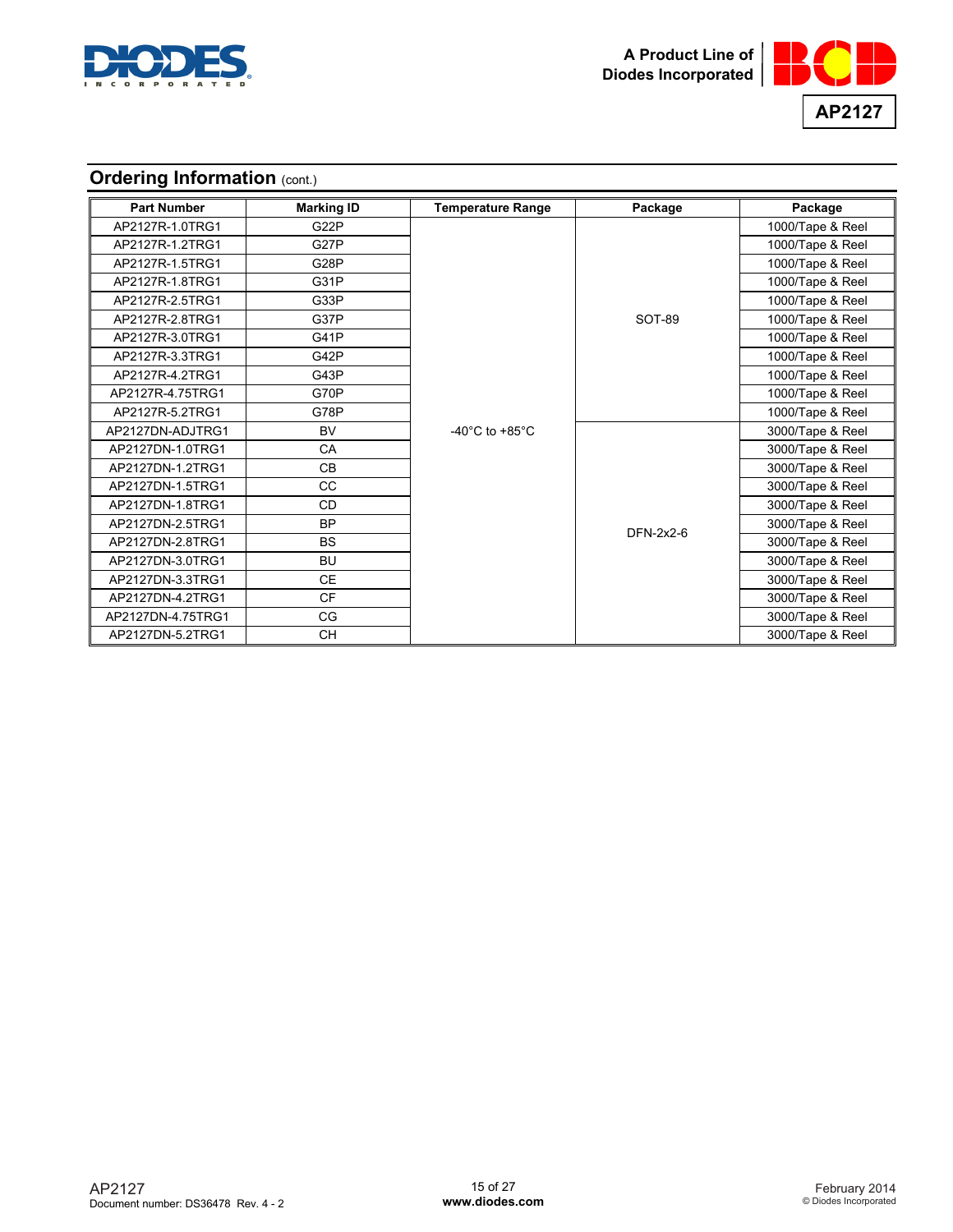## Ordering Information (cont.)

| Part Number | Marking ID | Temperature Range | Package | Package |
|---|---|---|---|---|
| AP2127R-1.0TRG1 | G22P | -40°C to +85°C | SOT-89 | 1000/Tape & Reel |
| AP2127R-1.2TRG1 | G27P | | | 1000/Tape & Reel |
| AP2127R-1.5TRG1 | G28P | | | 1000/Tape & Reel |
| AP2127R-1.8TRG1 | G31P | | | 1000/Tape & Reel |
| AP2127R-2.5TRG1 | G33P | | | 1000/Tape & Reel |
| AP2127R-2.8TRG1 | G37P | | | 1000/Tape & Reel |
| AP2127R-3.0TRG1 | G41P | | | 1000/Tape & Reel |
| AP2127R-3.3TRG1 | G42P | | | 1000/Tape & Reel |
| AP2127R-4.2TRG1 | G43P | | | 1000/Tape & Reel |
| AP2127R-4.75TRG1 | G70P | | | 1000/Tape & Reel |
| AP2127R-5.2TRG1 | G78P | | | 1000/Tape & Reel |
| AP2127DN-ADJTRG1 | BV | | DFN-2x2-6 | 3000/Tape & Reel |
| AP2127DN-1.0TRG1 | CA | | | 3000/Tape & Reel |
| AP2127DN-1.2TRG1 | CB | | | 3000/Tape & Reel |
| AP2127DN-1.5TRG1 | CC | | | 3000/Tape & Reel |
| AP2127DN-1.8TRG1 | CD | | | 3000/Tape & Reel |
| AP2127DN-2.5TRG1 | BP | | | 3000/Tape & Reel |
| AP2127DN-2.8TRG1 | BS | | | 3000/Tape & Reel |
| AP2127DN-3.0TRG1 | BU | | | 3000/Tape & Reel |
| AP2127DN-3.3TRG1 | CE | | | 3000/Tape & Reel |
| AP2127DN-4.2TRG1 | CF | | | 3000/Tape & Reel |
| AP2127DN-4.75TRG1 | CG | | | 3000/Tape & Reel |
| AP2127DN-5.2TRG1 | CH | | | 3000/Tape & Reel |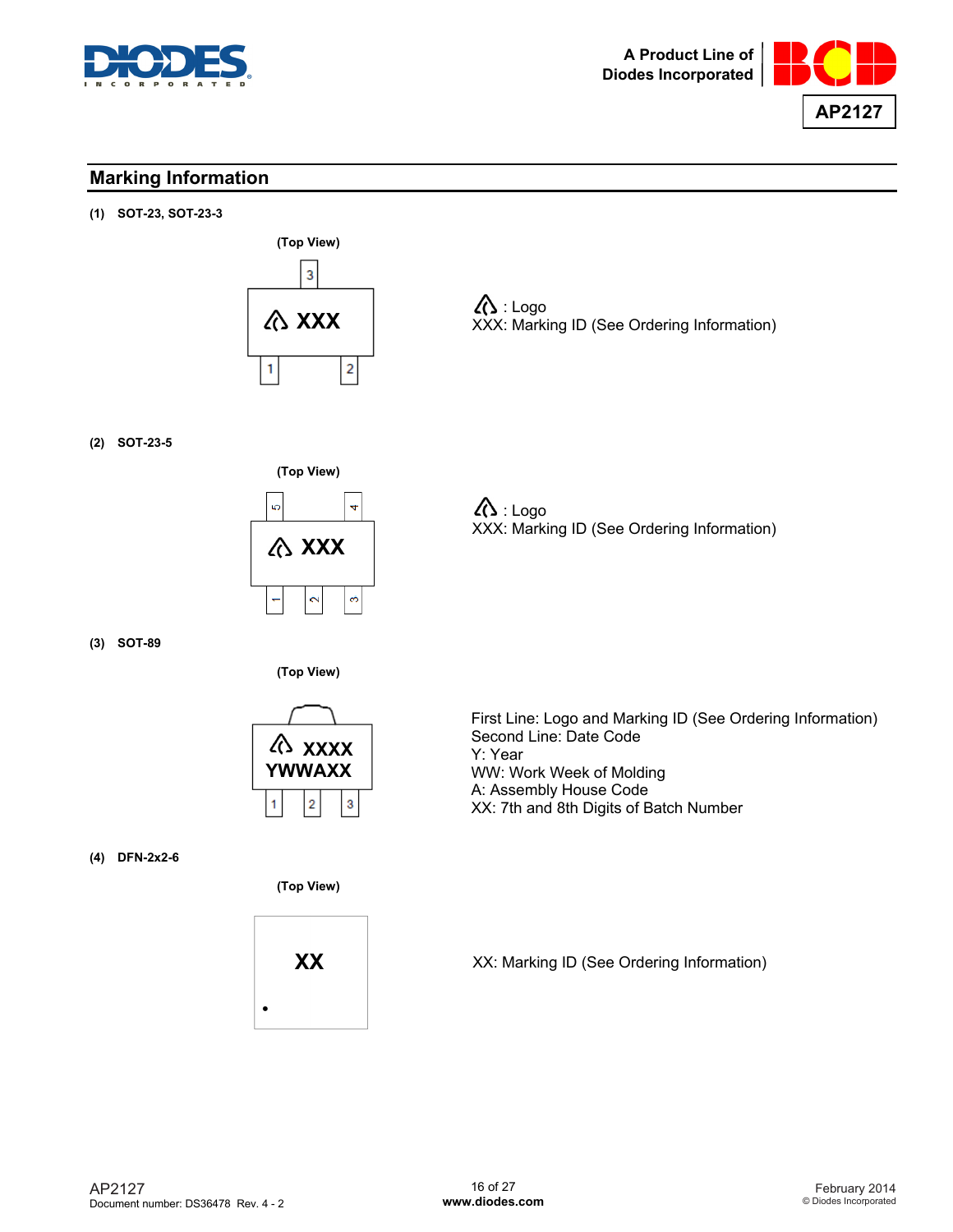## Marking Information

**(1) SOT-23, SOT-23-3**

(Top View)

XXX

1 2 3

: Logo
XXX: Marking ID (See Ordering Information)

**(2) SOT-23-5**

(Top View)

XXX

5 4
1 2 3

: Logo
XXX: Marking ID (See Ordering Information)

**(3) SOT-89**

(Top View)

XXXX
YWWAXX

1 2 3

First Line: Logo and Marking ID (See Ordering Information)
Second Line: Date Code
Y: Year
WW: Work Week of Molding
A: Assembly House Code
XX: 7th and 8th Digits of Batch Number

**(4) DFN-2x2-6**

(Top View)

XX

XX: Marking ID (See Ordering Information)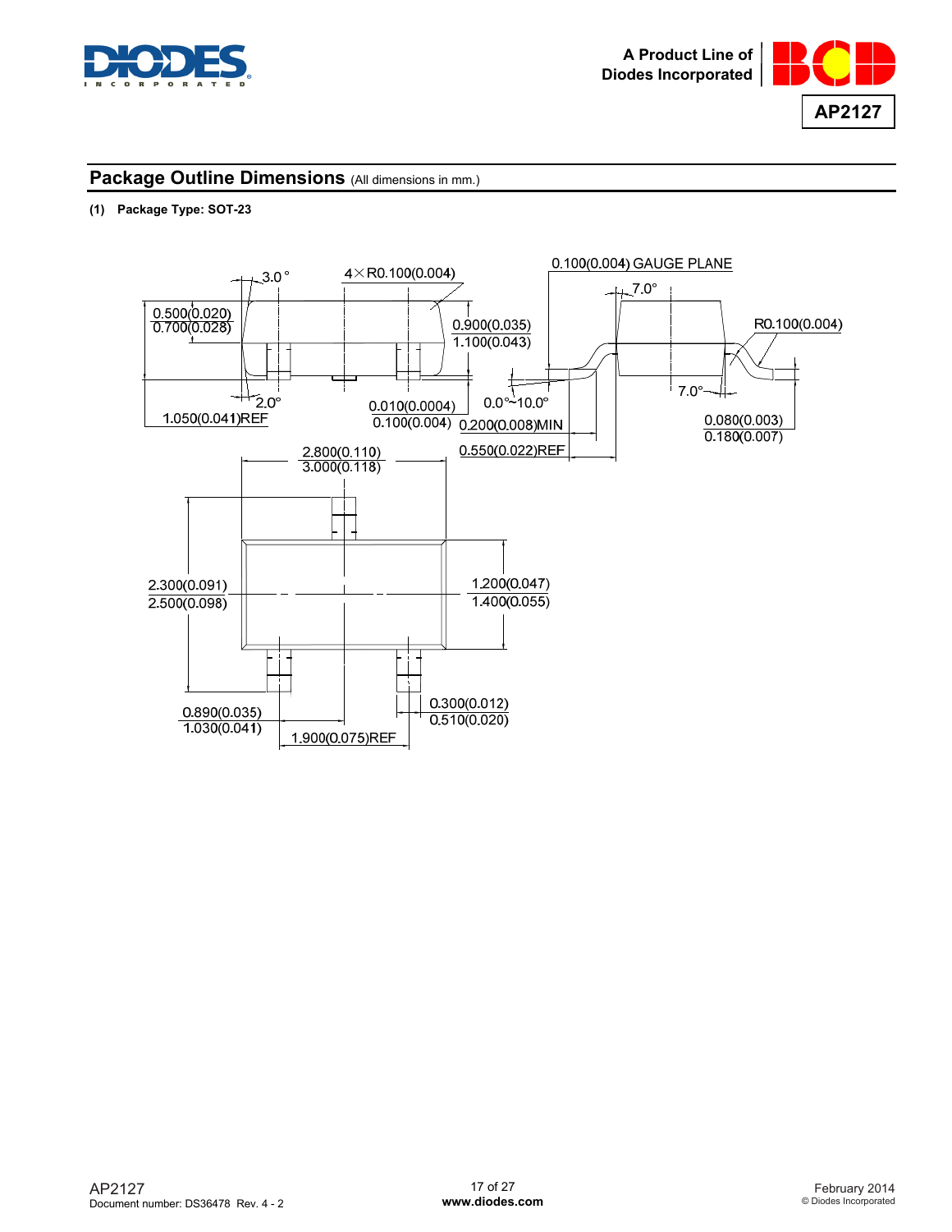## Package Outline Dimensions (All dimensions in mm.)

**(1) Package Type: SOT-23**

3.0°

4×R0.100(0.004)

0.100(0.004) GAUGE PLANE

7.0°

0.500(0.020)
0.700(0.028)

0.900(0.035)
1.100(0.043)

R0.100(0.004)

2.0°

1.050(0.041)REF

0.010(0.0004)
0.100(0.004)

0.0°~10.0°

0.200(0.008)MIN

7.0°

0.080(0.003)
0.180(0.007)

0.550(0.022)REF

2.800(0.110)
3.000(0.118)

2.300(0.091)
2.500(0.098)

1.200(0.047)
1.400(0.055)

0.300(0.012)
0.510(0.020)

0.890(0.035)
1.030(0.041)

1.900(0.075)REF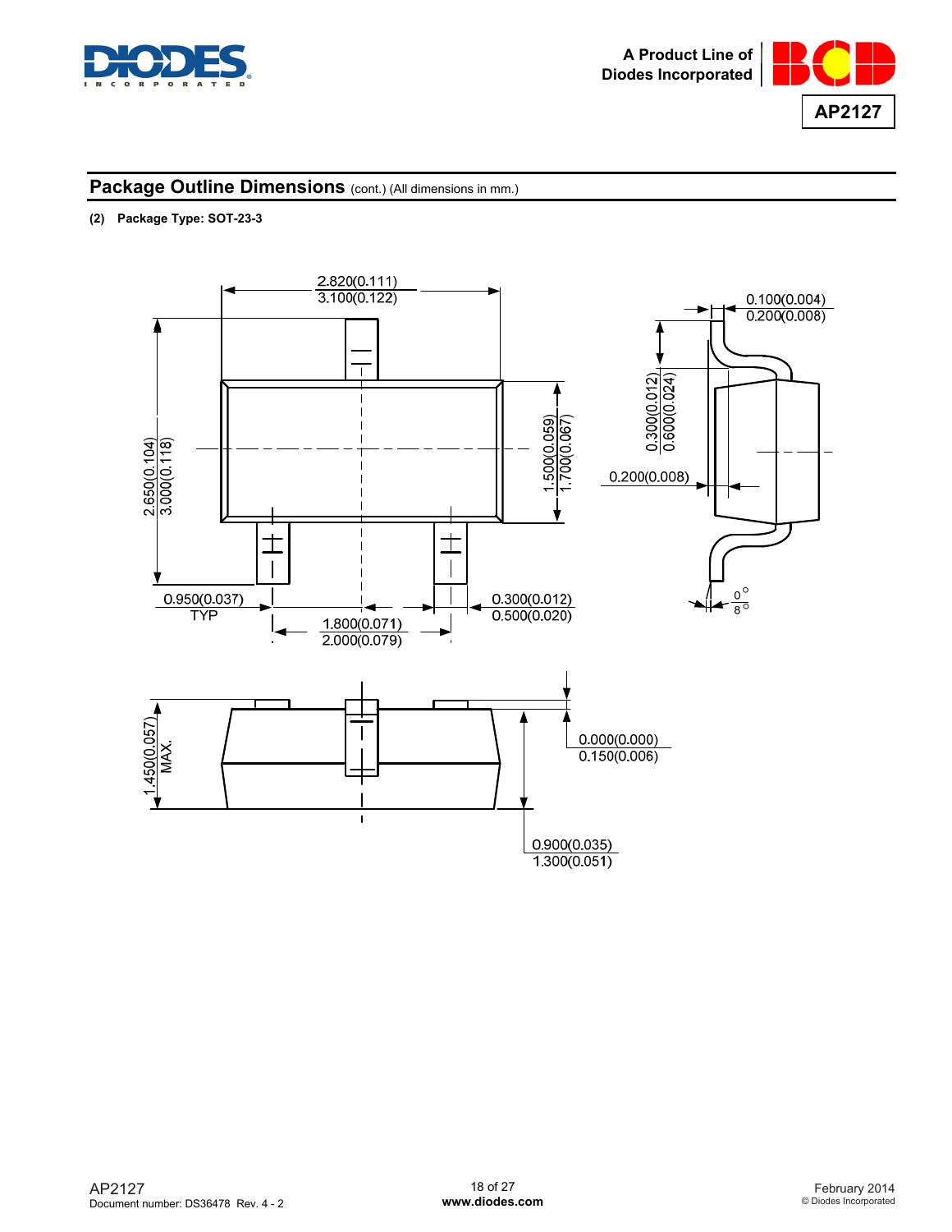## Package Outline Dimensions (cont.) (All dimensions in mm.)

**(2) Package Type: SOT-23-3**

2.820(0.111)
3.100(0.122)

0.100(0.004)
0.200(0.008)

2.650(0.104)
3.000(0.118)

1.500(0.059)
1.700(0.067)

0.300(0.012)
0.600(0.024)

0.200(0.008)

0.950(0.037)
TYP

1.800(0.071)
2.000(0.079)

0.300(0.012)
0.500(0.020)

0°
8°

1.450(0.057)
MAX.

0.000(0.000)
0.150(0.006)

0.900(0.035)
1.300(0.051)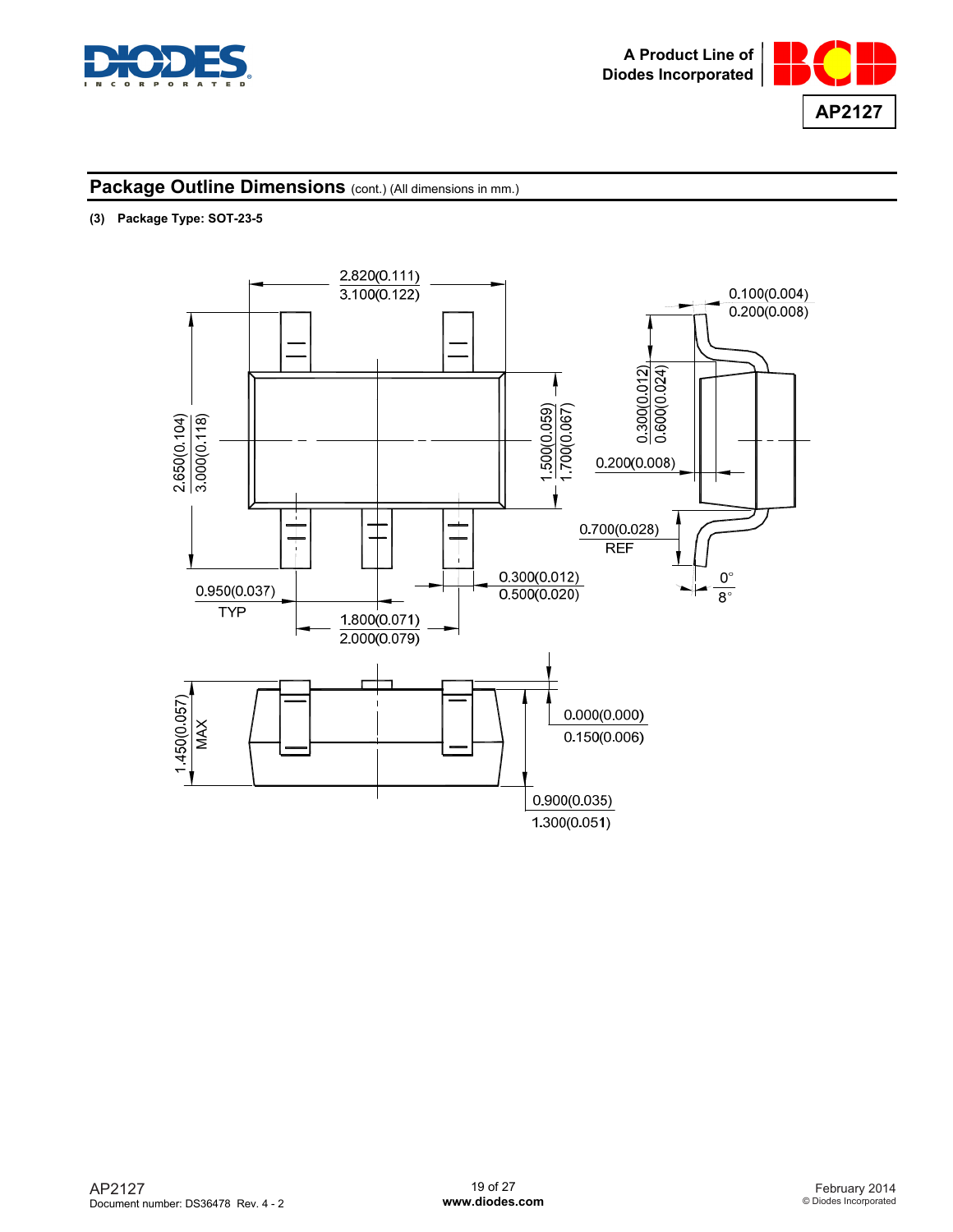## Package Outline Dimensions (cont.) (All dimensions in mm.)

**(3) Package Type: SOT-23-5**

2.820(0.111)
3.100(0.122)

0.100(0.004)
0.200(0.008)

0.300(0.012)
0.600(0.024)

2.650(0.104)
3.000(0.118)

1.500(0.059)
1.700(0.067)

0.200(0.008)

0.700(0.028)
REF

0.300(0.012)
0.500(0.020)

0°
8°

0.950(0.037)
TYP

1.800(0.071)
2.000(0.079)

1.450(0.057)
MAX

0.000(0.000)
0.150(0.006)

0.900(0.035)
1.300(0.051)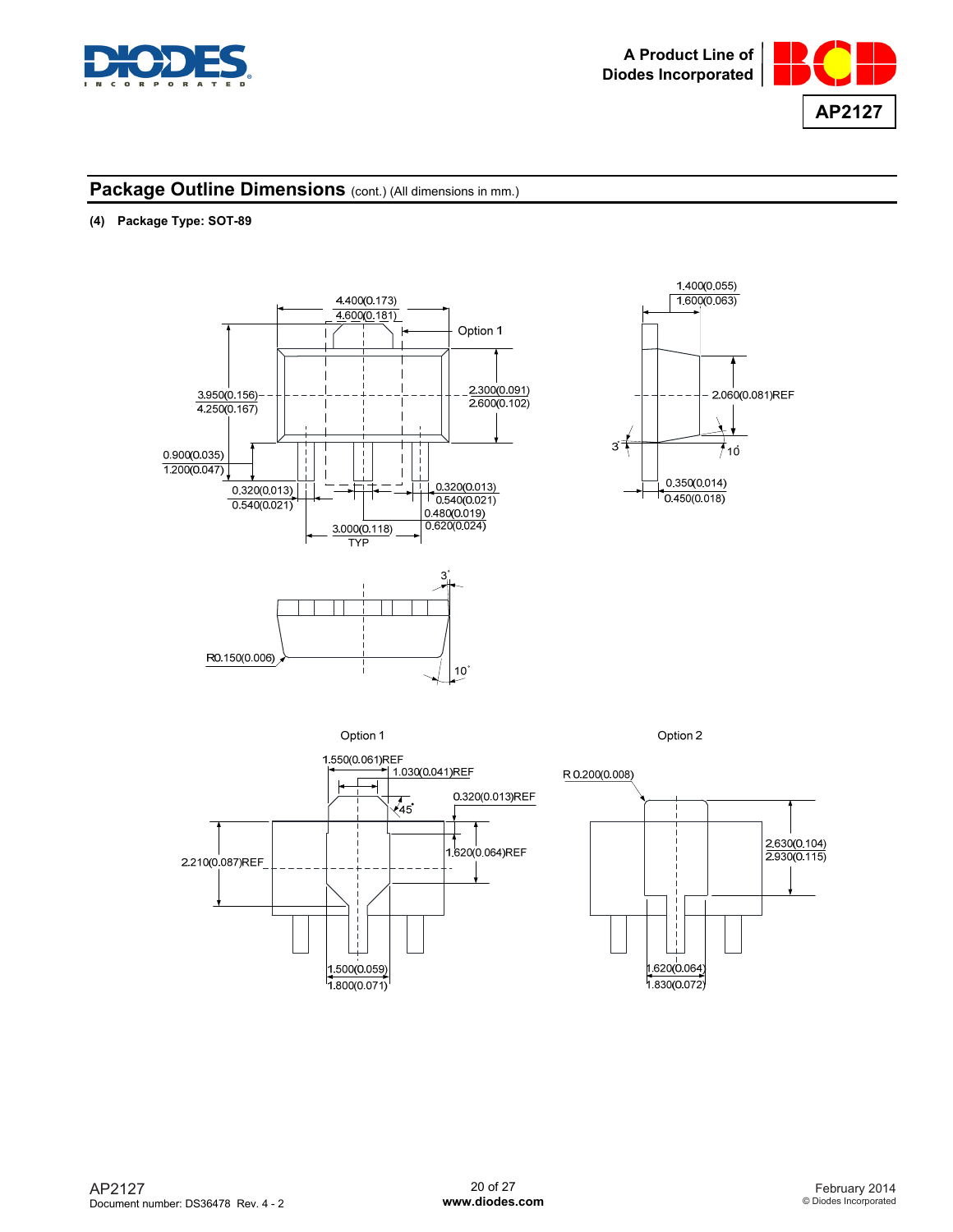## Package Outline Dimensions (cont.) (All dimensions in mm.)

**(4) Package Type: SOT-89**

4.400(0.173)
4.600(0.181)

Option 1

1.400(0.055)
1.600(0.063)

3.950(0.156)
4.250(0.167)

2.300(0.091)
2.600(0.102)

2.060(0.081)REF

3°

10°

0.900(0.035)
1.200(0.047)

0.320(0.013)
0.540(0.021)

0.320(0.013)
0.540(0.021)

0.480(0.019)
0.620(0.024)

0.350(0.014)
0.450(0.018)

3.000(0.118)
TYP

3°

R0.150(0.006)

10°

Option 1

1.550(0.061)REF

1.030(0.041)REF

45°

0.320(0.013)REF

2.210(0.087)REF

1.620(0.064)REF

1.500(0.059)
1.800(0.071)

Option 2

R 0.200(0.008)

2.630(0.104)
2.930(0.115)

1.620(0.064)
1.830(0.072)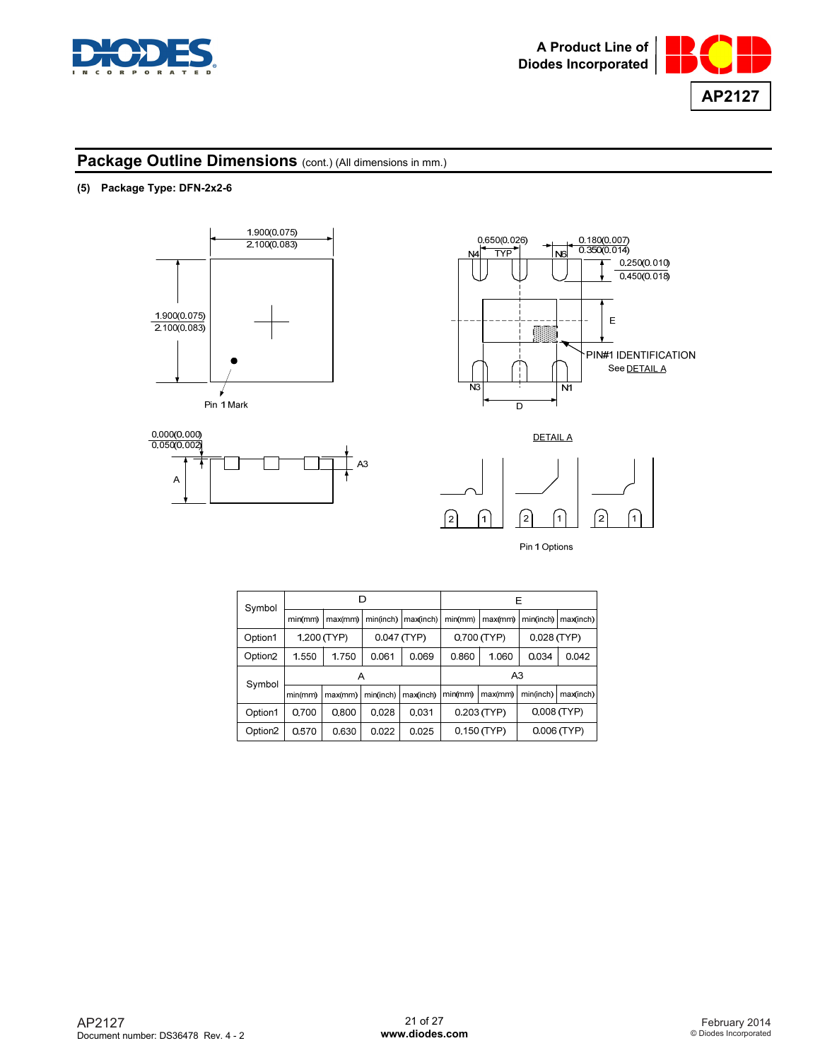## Package Outline Dimensions (cont.) (All dimensions in mm.)

**(5) Package Type: DFN-2x2-6**

1.900(0.075)
2.100(0.083)

1.900(0.075)
2.100(0.083)

Pin 1 Mark

0.650(0.026) TYP

0.180(0.007)
0.350(0.014)

0.250(0.010)
0.450(0.018)

N4 N6 N3 N1

E

D

PIN#1 IDENTIFICATION
See DETAIL A

0.000(0.000)
0.050(0.002)

A

A3

DETAIL A

Pin 1 Options

| Symbol | D | | | | E | | | |
|---|---|---|---|---|---|---|---|---|
| | min(mm) | max(mm) | min(inch) | max(inch) | min(mm) | max(mm) | min(inch) | max(inch) |
| Option1 | 1.200 (TYP) | | 0.047 (TYP) | | 0.700 (TYP) | | 0.028 (TYP) | |
| Option2 | 1.550 | 1.750 | 0.061 | 0.069 | 0.860 | 1.060 | 0.034 | 0.042 |
| Symbol | A | | | | A3 | | | |
| | min(mm) | max(mm) | min(inch) | max(inch) | min(mm) | max(mm) | min(inch) | max(inch) |
| Option1 | 0.700 | 0.800 | 0.028 | 0.031 | 0.203 (TYP) | | 0.008 (TYP) | |
| Option2 | 0.570 | 0.630 | 0.022 | 0.025 | 0.150 (TYP) | | 0.006 (TYP) | |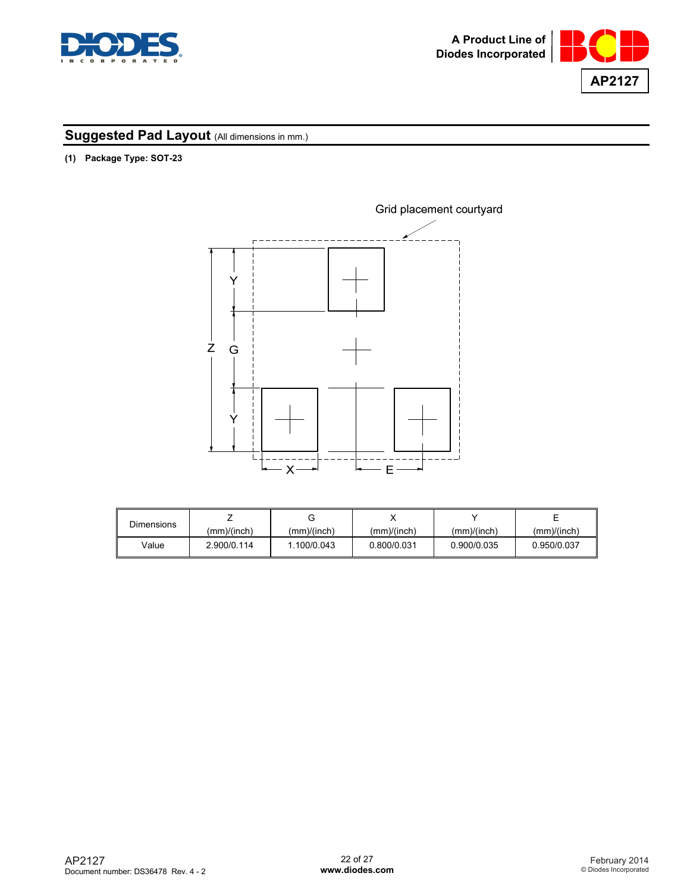## Suggested Pad Layout (All dimensions in mm.)

**(1) Package Type: SOT-23**

| Dimensions | Z (mm)/(inch) | G (mm)/(inch) | X (mm)/(inch) | Y (mm)/(inch) | E (mm)/(inch) |
|---|---|---|---|---|---|
| Value | 2.900/0.114 | 1.100/0.043 | 0.800/0.031 | 0.900/0.035 | 0.950/0.037 |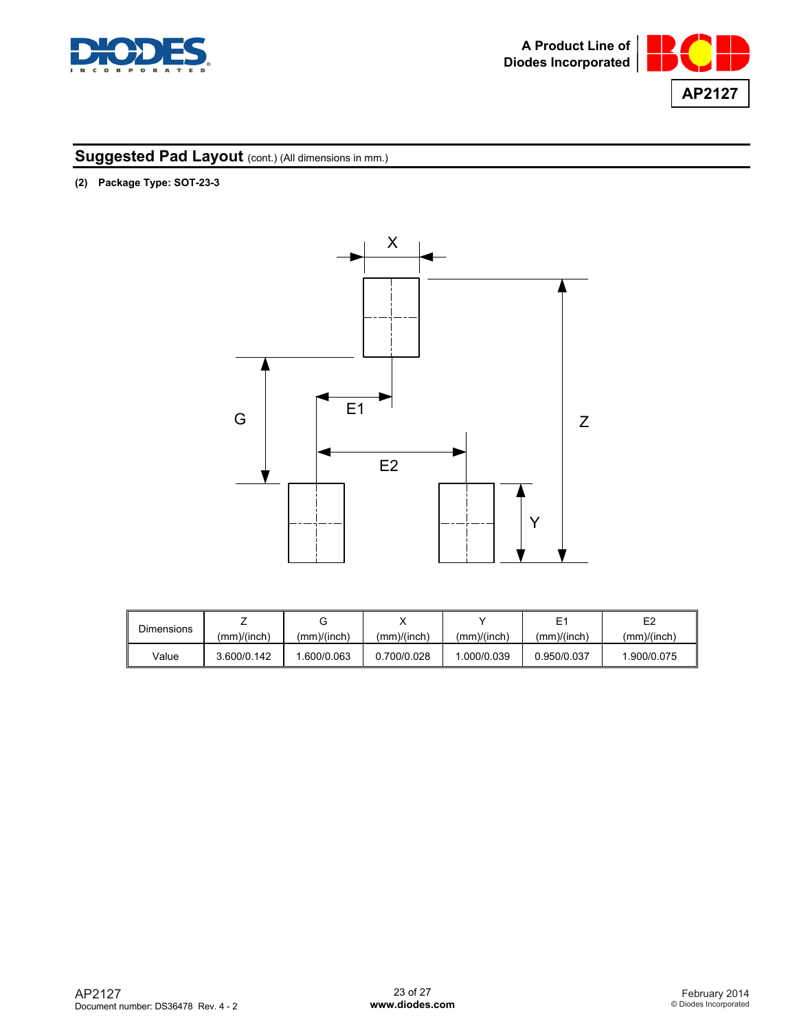## Suggested Pad Layout (cont.) (All dimensions in mm.)

**(2) Package Type: SOT-23-3**

| Dimensions | Z (mm)/(inch) | G (mm)/(inch) | X (mm)/(inch) | Y (mm)/(inch) | E1 (mm)/(inch) | E2 (mm)/(inch) |
|---|---|---|---|---|---|---|
| Value | 3.600/0.142 | 1.600/0.063 | 0.700/0.028 | 1.000/0.039 | 0.950/0.037 | 1.900/0.075 |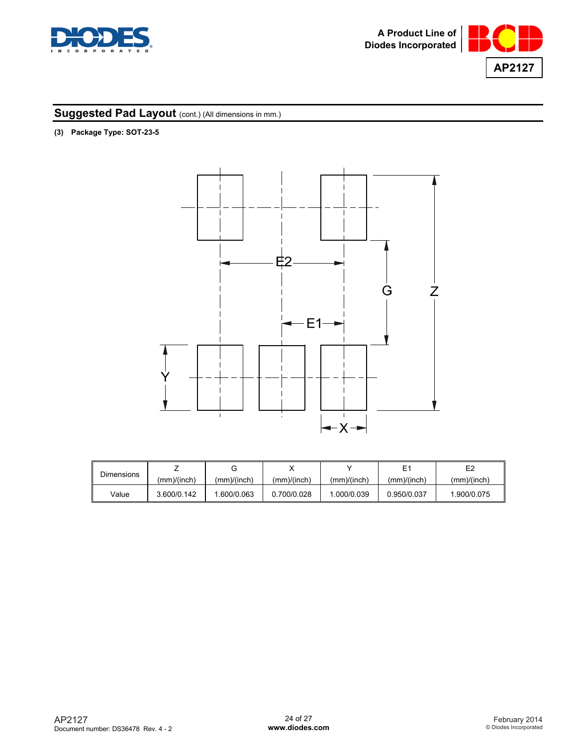## Suggested Pad Layout (cont.) (All dimensions in mm.)

**(3) Package Type: SOT-23-5**

| Dimensions | Z (mm)/(inch) | G (mm)/(inch) | X (mm)/(inch) | Y (mm)/(inch) | E1 (mm)/(inch) | E2 (mm)/(inch) |
|---|---|---|---|---|---|---|
| Value | 3.600/0.142 | 1.600/0.063 | 0.700/0.028 | 1.000/0.039 | 0.950/0.037 | 1.900/0.075 |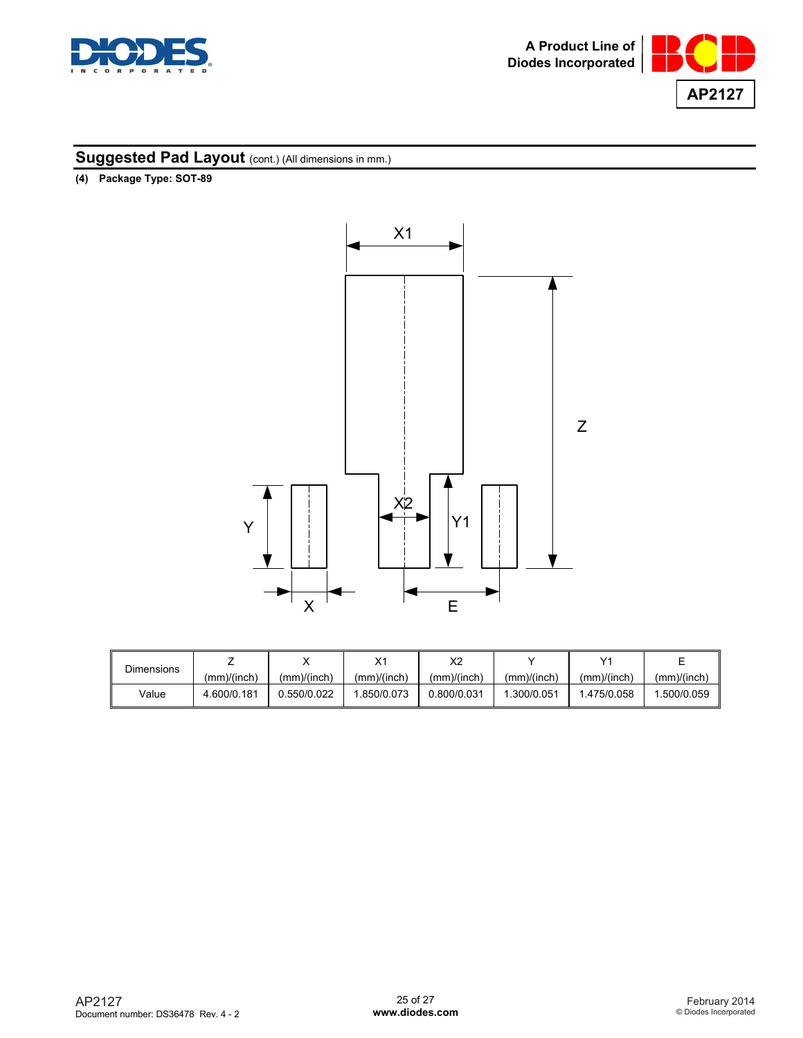## Suggested Pad Layout (cont.) (All dimensions in mm.)

**(4) Package Type: SOT-89**

| Dimensions | Z (mm)/(inch) | X (mm)/(inch) | X1 (mm)/(inch) | X2 (mm)/(inch) | Y (mm)/(inch) | Y1 (mm)/(inch) | E (mm)/(inch) |
|---|---|---|---|---|---|---|---|
| Value | 4.600/0.181 | 0.550/0.022 | 1.850/0.073 | 0.800/0.031 | 1.300/0.051 | 1.475/0.058 | 1.500/0.059 |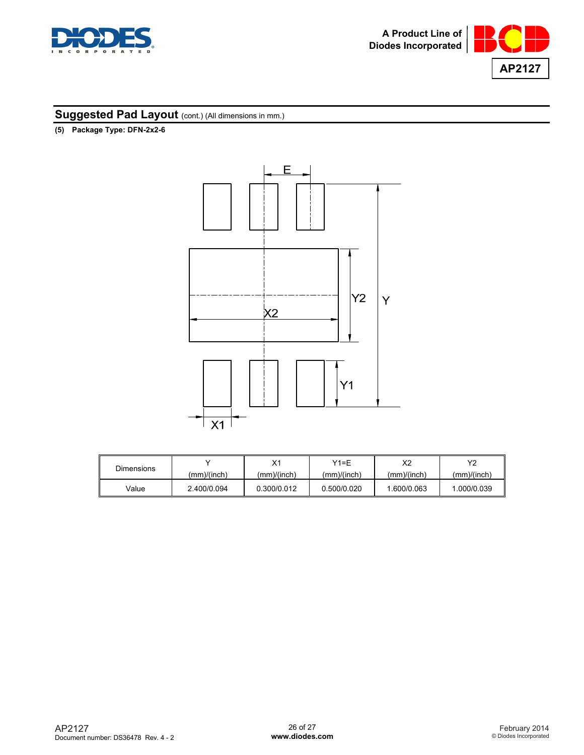## Suggested Pad Layout (cont.) (All dimensions in mm.)

**(5) Package Type: DFN-2x2-6**

| Dimensions | Y (mm)/(inch) | X1 (mm)/(inch) | Y1=E (mm)/(inch) | X2 (mm)/(inch) | Y2 (mm)/(inch) |
|---|---|---|---|---|---|
| Value | 2.400/0.094 | 0.300/0.012 | 0.500/0.020 | 1.600/0.063 | 1.000/0.039 |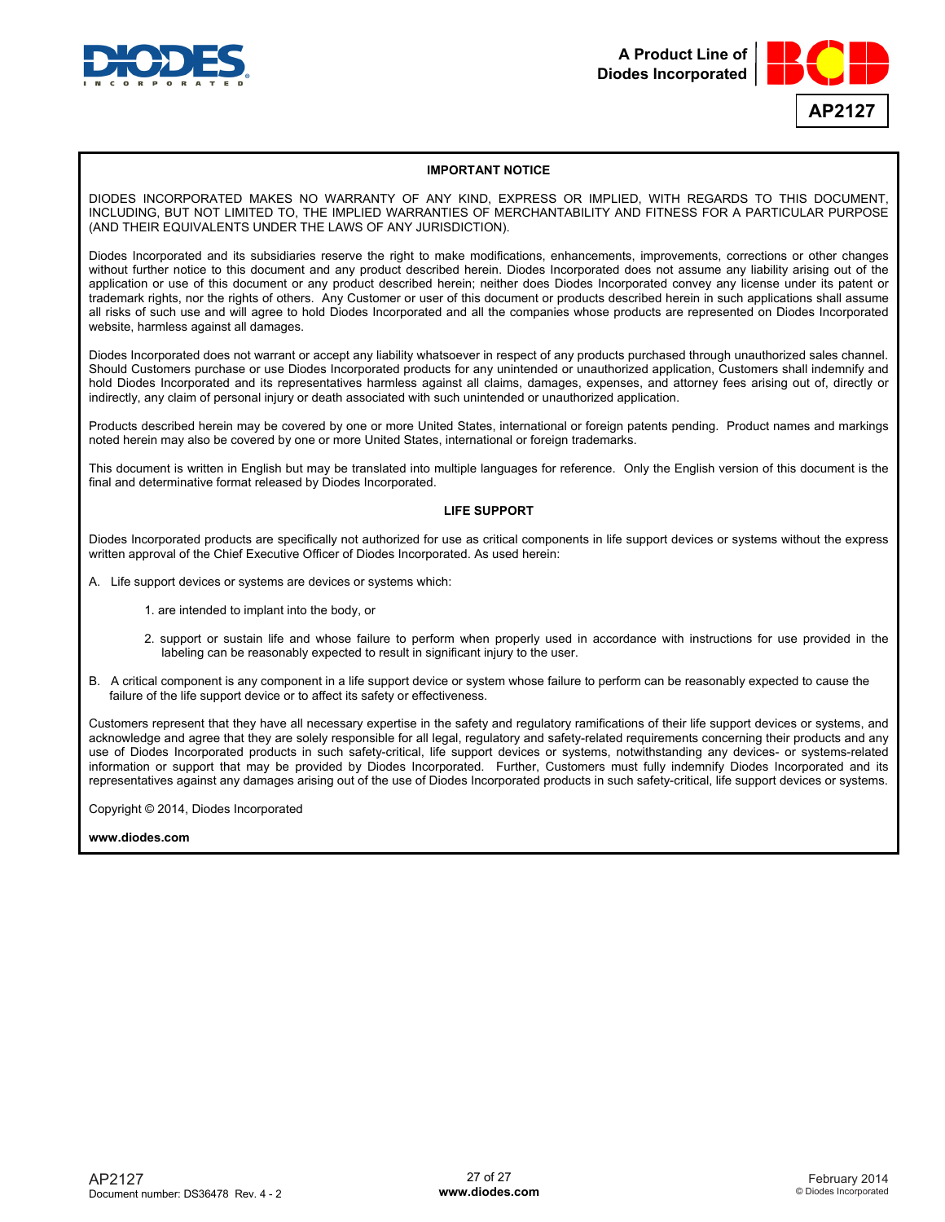## IMPORTANT NOTICE

DIODES INCORPORATED MAKES NO WARRANTY OF ANY KIND, EXPRESS OR IMPLIED, WITH REGARDS TO THIS DOCUMENT, INCLUDING, BUT NOT LIMITED TO, THE IMPLIED WARRANTIES OF MERCHANTABILITY AND FITNESS FOR A PARTICULAR PURPOSE (AND THEIR EQUIVALENTS UNDER THE LAWS OF ANY JURISDICTION).

Diodes Incorporated and its subsidiaries reserve the right to make modifications, enhancements, improvements, corrections or other changes without further notice to this document and any product described herein. Diodes Incorporated does not assume any liability arising out of the application or use of this document or any product described herein; neither does Diodes Incorporated convey any license under its patent or trademark rights, nor the rights of others. Any Customer or user of this document or products described herein in such applications shall assume all risks of such use and will agree to hold Diodes Incorporated and all the companies whose products are represented on Diodes Incorporated website, harmless against all damages.

Diodes Incorporated does not warrant or accept any liability whatsoever in respect of any products purchased through unauthorized sales channel. Should Customers purchase or use Diodes Incorporated products for any unintended or unauthorized application, Customers shall indemnify and hold Diodes Incorporated and its representatives harmless against all claims, damages, expenses, and attorney fees arising out of, directly or indirectly, any claim of personal injury or death associated with such unintended or unauthorized application.

Products described herein may be covered by one or more United States, international or foreign patents pending. Product names and markings noted herein may also be covered by one or more United States, international or foreign trademarks.

This document is written in English but may be translated into multiple languages for reference. Only the English version of this document is the final and determinative format released by Diodes Incorporated.

## LIFE SUPPORT

Diodes Incorporated products are specifically not authorized for use as critical components in life support devices or systems without the express written approval of the Chief Executive Officer of Diodes Incorporated. As used herein:

A. Life support devices or systems are devices or systems which:

   1. are intended to implant into the body, or

   2. support or sustain life and whose failure to perform when properly used in accordance with instructions for use provided in the labeling can be reasonably expected to result in significant injury to the user.

B. A critical component is any component in a life support device or system whose failure to perform can be reasonably expected to cause the failure of the life support device or to affect its safety or effectiveness.

Customers represent that they have all necessary expertise in the safety and regulatory ramifications of their life support devices or systems, and acknowledge and agree that they are solely responsible for all legal, regulatory and safety-related requirements concerning their products and any use of Diodes Incorporated products in such safety-critical, life support devices or systems, notwithstanding any devices- or systems-related information or support that may be provided by Diodes Incorporated. Further, Customers must fully indemnify Diodes Incorporated and its representatives against any damages arising out of the use of Diodes Incorporated products in such safety-critical, life support devices or systems.

Copyright © 2014, Diodes Incorporated

**www.diodes.com**